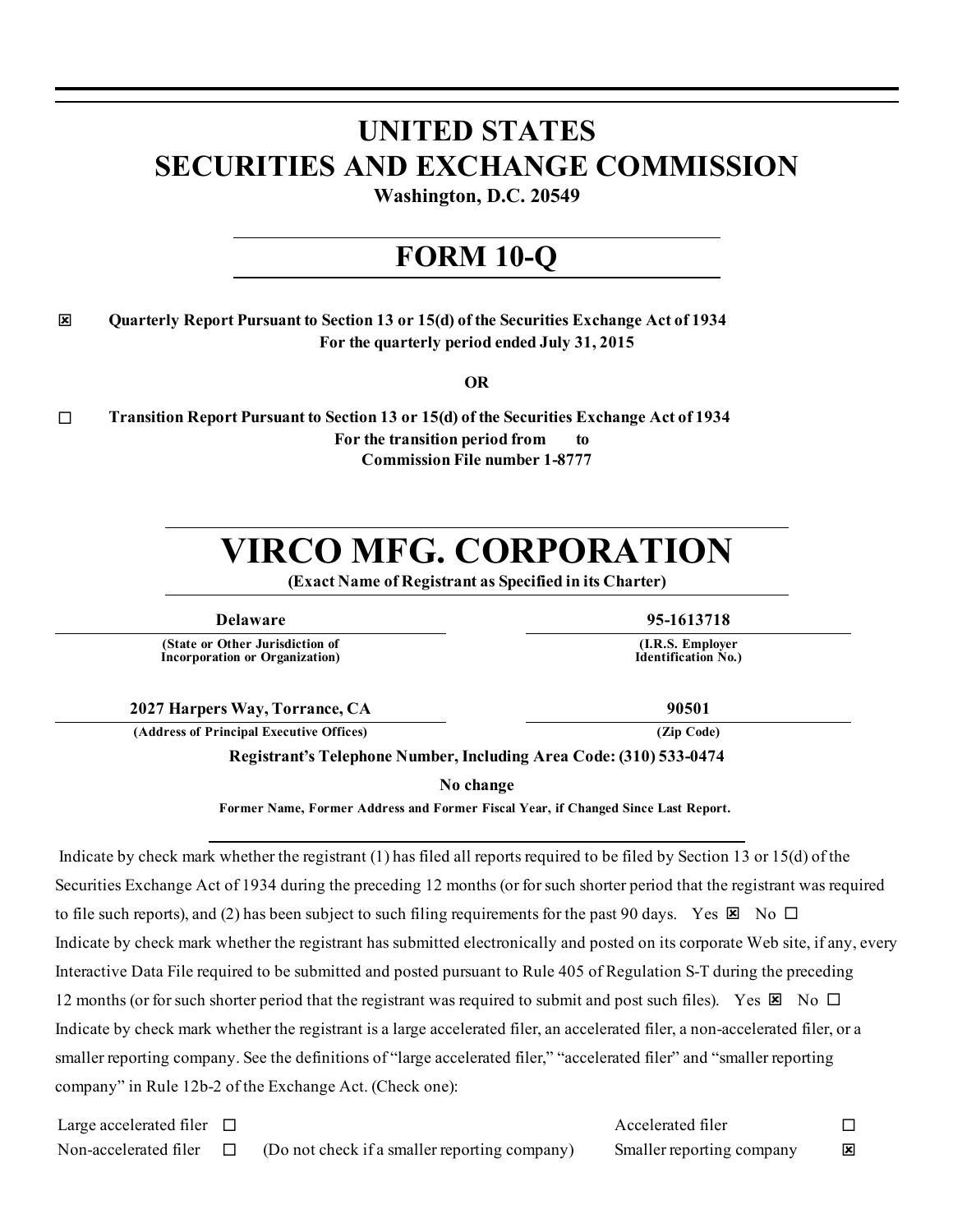# UNITED STATES
# SECURITIES AND EXCHANGE COMMISSION

**Washington, D.C. 20549**

## FORM 10-Q

☒ **Quarterly Report Pursuant to Section 13 or 15(d) of the Securities Exchange Act of 1934**
**For the quarterly period ended July 31, 2015**

**OR**

☐ **Transition Report Pursuant to Section 13 or 15(d) of the Securities Exchange Act of 1934**
**For the transition period from to**
**Commission File number 1-8777**

# VIRCO MFG. CORPORATION

**(Exact Name of Registrant as Specified in its Charter)**

| **Delaware** | **95-1613718** |
|---|---|
| **(State or Other Jurisdiction of Incorporation or Organization)** | **(I.R.S. Employer Identification No.)** |
| **2027 Harpers Way, Torrance, CA** | **90501** |
| **(Address of Principal Executive Offices)** | **(Zip Code)** |

**Registrant's Telephone Number, Including Area Code: (310) 533-0474**

**No change**

**Former Name, Former Address and Former Fiscal Year, if Changed Since Last Report.**

Indicate by check mark whether the registrant (1) has filed all reports required to be filed by Section 13 or 15(d) of the Securities Exchange Act of 1934 during the preceding 12 months (or for such shorter period that the registrant was required to file such reports), and (2) has been subject to such filing requirements for the past 90 days. Yes ☒ No ☐

Indicate by check mark whether the registrant has submitted electronically and posted on its corporate Web site, if any, every Interactive Data File required to be submitted and posted pursuant to Rule 405 of Regulation S-T during the preceding 12 months (or for such shorter period that the registrant was required to submit and post such files). Yes ☒ No ☐

Indicate by check mark whether the registrant is a large accelerated filer, an accelerated filer, a non-accelerated filer, or a smaller reporting company. See the definitions of "large accelerated filer," "accelerated filer" and "smaller reporting company" in Rule 12b-2 of the Exchange Act. (Check one):

| | | | | |
|---|---|---|---|---|
| Large accelerated filer | ☐ | | Accelerated filer | ☐ |
| Non-accelerated filer | ☐ | (Do not check if a smaller reporting company) | Smaller reporting company | ☒ |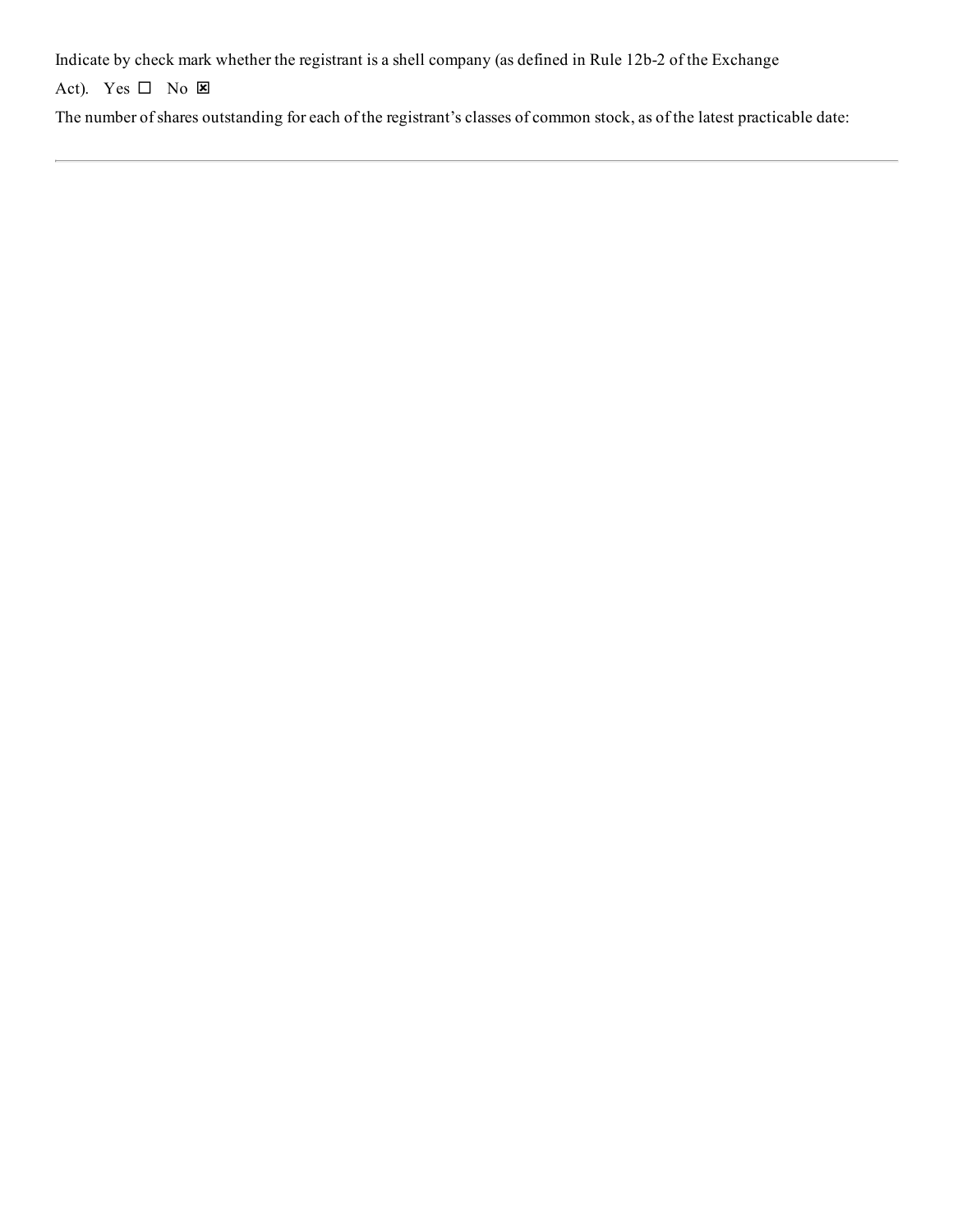Indicate by check mark whether the registrant is a shell company (as defined in Rule 12b-2 of the Exchange Act). Yes ☐ No ☒

The number of shares outstanding for each of the registrant's classes of common stock, as of the latest practicable date:

---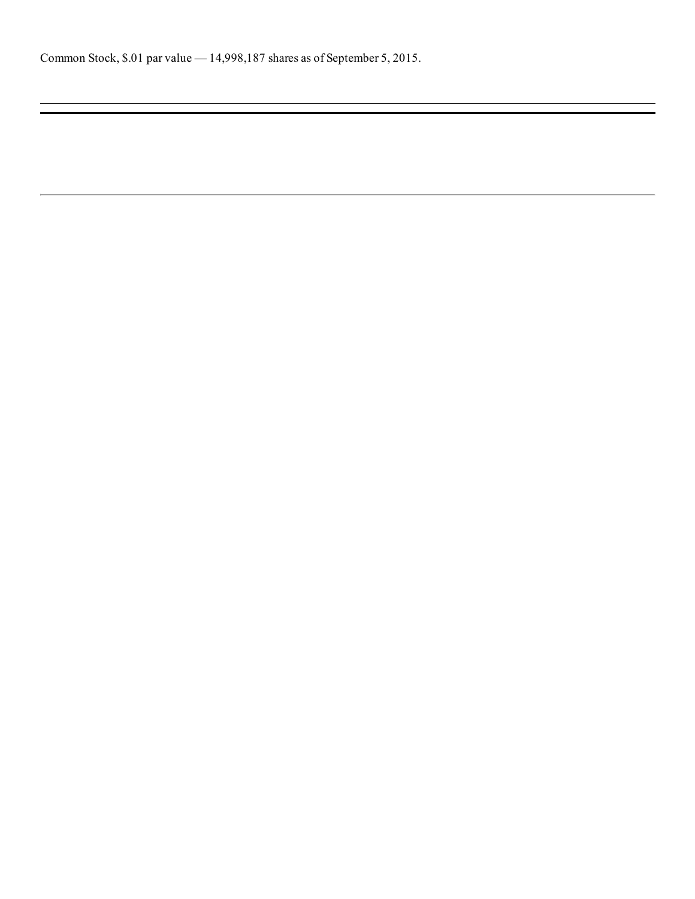Common Stock, $.01 par value — 14,998,187 shares as of September 5, 2015.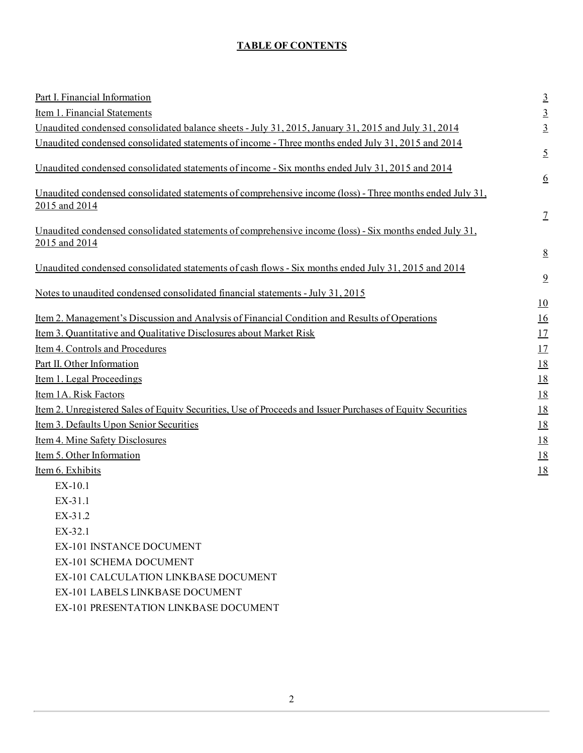## TABLE OF CONTENTS

| | |
|---|---|
| Part I. Financial Information | 3 |
| Item 1. Financial Statements | 3 |
| Unaudited condensed consolidated balance sheets - July 31, 2015, January 31, 2015 and July 31, 2014 | 3 |
| Unaudited condensed consolidated statements of income - Three months ended July 31, 2015 and 2014 | 5 |
| Unaudited condensed consolidated statements of income - Six months ended July 31, 2015 and 2014 | 6 |
| Unaudited condensed consolidated statements of comprehensive income (loss) - Three months ended July 31, 2015 and 2014 | 7 |
| Unaudited condensed consolidated statements of comprehensive income (loss) - Six months ended July 31, 2015 and 2014 | 8 |
| Unaudited condensed consolidated statements of cash flows - Six months ended July 31, 2015 and 2014 | 9 |
| Notes to unaudited condensed consolidated financial statements - July 31, 2015 | 10 |
| Item 2. Management's Discussion and Analysis of Financial Condition and Results of Operations | 16 |
| Item 3. Quantitative and Qualitative Disclosures about Market Risk | 17 |
| Item 4. Controls and Procedures | 17 |
| Part II. Other Information | 18 |
| Item 1. Legal Proceedings | 18 |
| Item 1A. Risk Factors | 18 |
| Item 2. Unregistered Sales of Equity Securities, Use of Proceeds and Issuer Purchases of Equity Securities | 18 |
| Item 3. Defaults Upon Senior Securities | 18 |
| Item 4. Mine Safety Disclosures | 18 |
| Item 5. Other Information | 18 |
| Item 6. Exhibits | 18 |

- EX-10.1
- EX-31.1
- EX-31.2
- EX-32.1
- EX-101 INSTANCE DOCUMENT
- EX-101 SCHEMA DOCUMENT
- EX-101 CALCULATION LINKBASE DOCUMENT
- EX-101 LABELS LINKBASE DOCUMENT
- EX-101 PRESENTATION LINKBASE DOCUMENT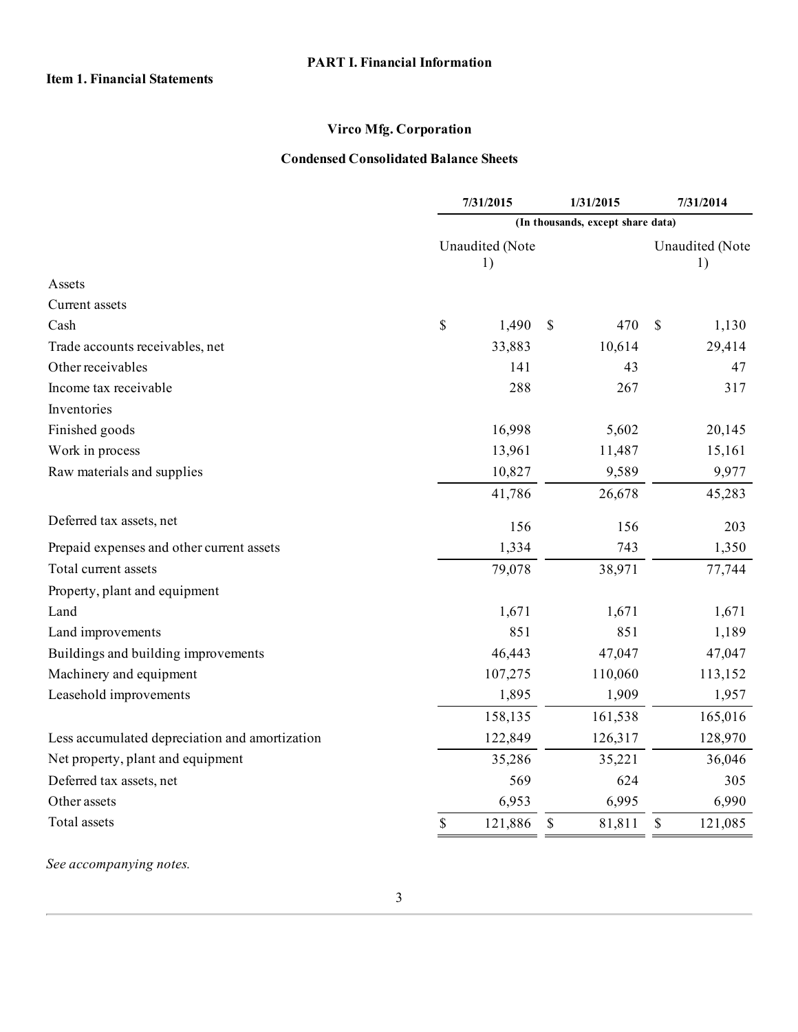# PART I. Financial Information

## Item 1. Financial Statements

### Virco Mfg. Corporation

### Condensed Consolidated Balance Sheets

| | 7/31/2015 | 1/31/2015 | 7/31/2014 |
|---|---|---|---|
| | (In thousands, except share data) | | |
| | Unaudited (Note 1) | | Unaudited (Note 1) |
| Assets | | | |
| Current assets | | | |
| Cash | $ 1,490 | $ 470 | $ 1,130 |
| Trade accounts receivables, net | 33,883 | 10,614 | 29,414 |
| Other receivables | 141 | 43 | 47 |
| Income tax receivable | 288 | 267 | 317 |
| Inventories | | | |
| Finished goods | 16,998 | 5,602 | 20,145 |
| Work in process | 13,961 | 11,487 | 15,161 |
| Raw materials and supplies | 10,827 | 9,589 | 9,977 |
| | 41,786 | 26,678 | 45,283 |
| Deferred tax assets, net | 156 | 156 | 203 |
| Prepaid expenses and other current assets | 1,334 | 743 | 1,350 |
| Total current assets | 79,078 | 38,971 | 77,744 |
| Property, plant and equipment | | | |
| Land | 1,671 | 1,671 | 1,671 |
| Land improvements | 851 | 851 | 1,189 |
| Buildings and building improvements | 46,443 | 47,047 | 47,047 |
| Machinery and equipment | 107,275 | 110,060 | 113,152 |
| Leasehold improvements | 1,895 | 1,909 | 1,957 |
| | 158,135 | 161,538 | 165,016 |
| Less accumulated depreciation and amortization | 122,849 | 126,317 | 128,970 |
| Net property, plant and equipment | 35,286 | 35,221 | 36,046 |
| Deferred tax assets, net | 569 | 624 | 305 |
| Other assets | 6,953 | 6,995 | 6,990 |
| Total assets | $ 121,886 | $ 81,811 | $ 121,085 |

*See accompanying notes.*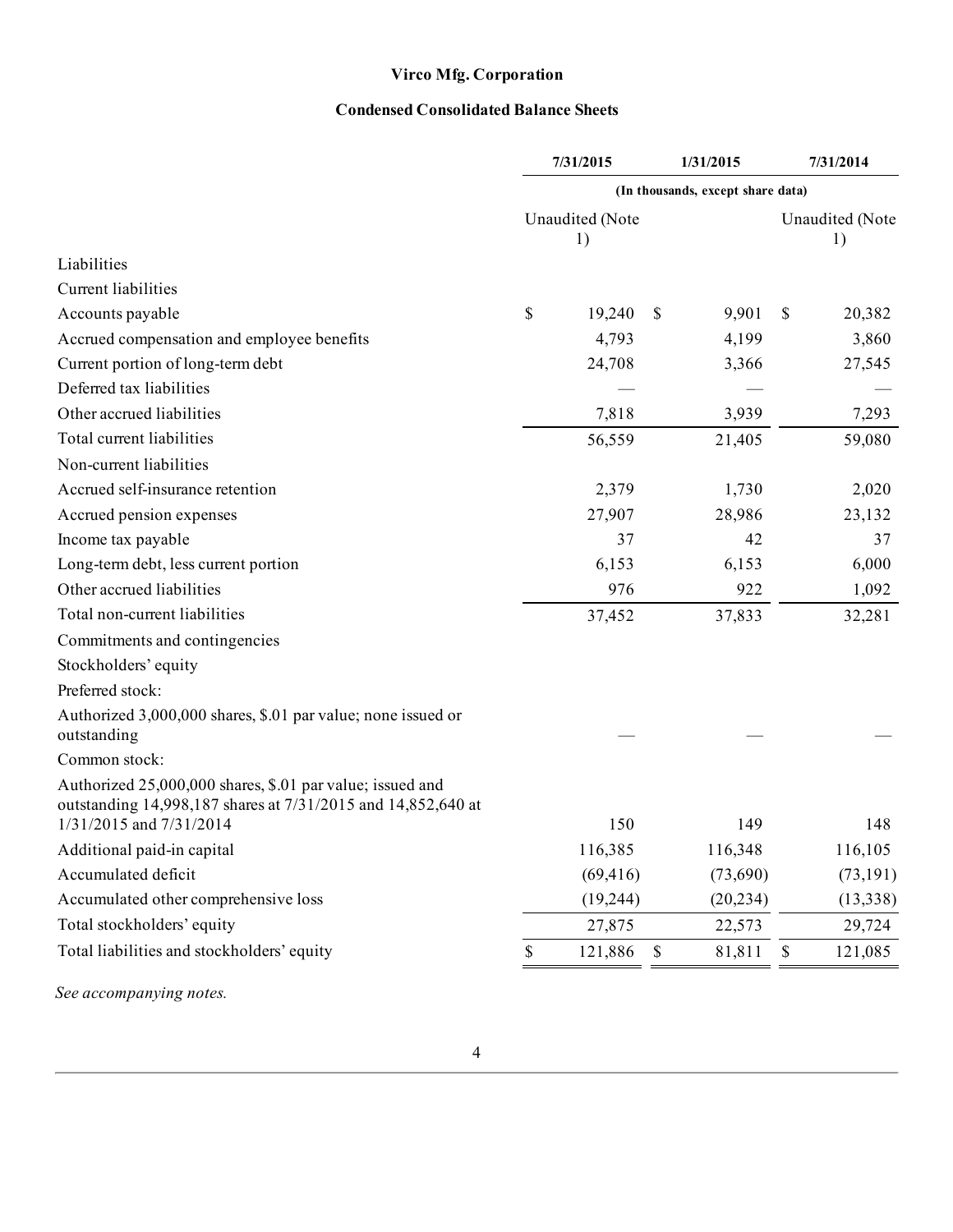**Virco Mfg. Corporation**

**Condensed Consolidated Balance Sheets**

| | 7/31/2015 | 1/31/2015 | 7/31/2014 |
|---|---|---|---|
| | (In thousands, except share data) | | |
| | Unaudited (Note 1) | | Unaudited (Note 1) |
| Liabilities | | | |
| Current liabilities | | | |
| Accounts payable | $ 19,240 | $ 9,901 | $ 20,382 |
| Accrued compensation and employee benefits | 4,793 | 4,199 | 3,860 |
| Current portion of long-term debt | 24,708 | 3,366 | 27,545 |
| Deferred tax liabilities | — | — | — |
| Other accrued liabilities | 7,818 | 3,939 | 7,293 |
| Total current liabilities | 56,559 | 21,405 | 59,080 |
| Non-current liabilities | | | |
| Accrued self-insurance retention | 2,379 | 1,730 | 2,020 |
| Accrued pension expenses | 27,907 | 28,986 | 23,132 |
| Income tax payable | 37 | 42 | 37 |
| Long-term debt, less current portion | 6,153 | 6,153 | 6,000 |
| Other accrued liabilities | 976 | 922 | 1,092 |
| Total non-current liabilities | 37,452 | 37,833 | 32,281 |
| Commitments and contingencies | | | |
| Stockholders' equity | | | |
| Preferred stock: | | | |
| Authorized 3,000,000 shares, $.01 par value; none issued or outstanding | — | — | — |
| Common stock: | | | |
| Authorized 25,000,000 shares, $.01 par value; issued and outstanding 14,998,187 shares at 7/31/2015 and 14,852,640 at 1/31/2015 and 7/31/2014 | 150 | 149 | 148 |
| Additional paid-in capital | 116,385 | 116,348 | 116,105 |
| Accumulated deficit | (69,416) | (73,690) | (73,191) |
| Accumulated other comprehensive loss | (19,244) | (20,234) | (13,338) |
| Total stockholders' equity | 27,875 | 22,573 | 29,724 |
| Total liabilities and stockholders' equity | $ 121,886 | $ 81,811 | $ 121,085 |

*See accompanying notes.*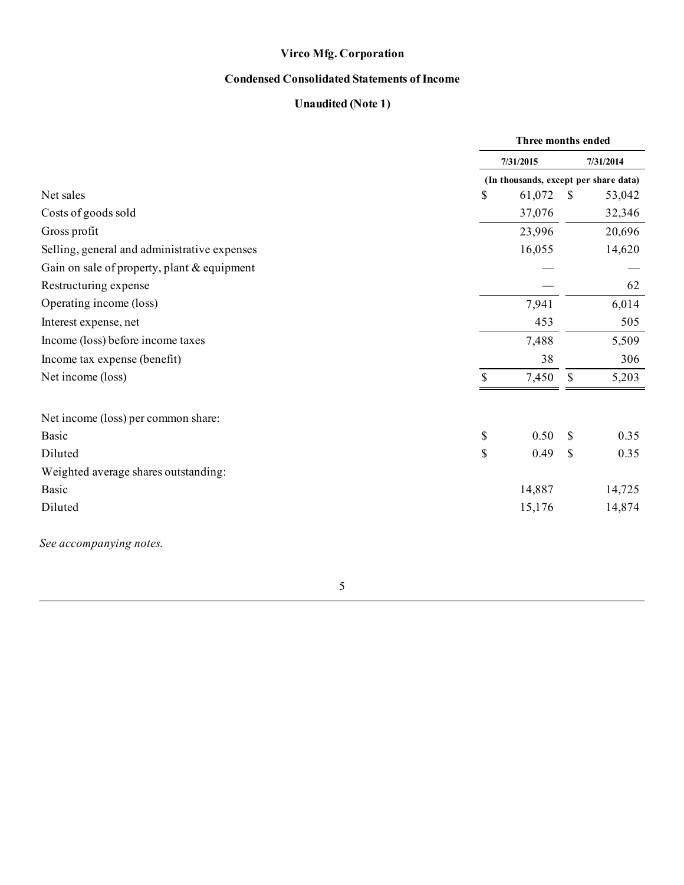# Virco Mfg. Corporation

## Condensed Consolidated Statements of Income

### Unaudited (Note 1)

| | Three months ended | |
|---|---|---|
| | 7/31/2015 | 7/31/2014 |
| | (In thousands, except per share data) | |
| Net sales | $ 61,072 | $ 53,042 |
| Costs of goods sold | 37,076 | 32,346 |
| Gross profit | 23,996 | 20,696 |
| Selling, general and administrative expenses | 16,055 | 14,620 |
| Gain on sale of property, plant & equipment | — | — |
| Restructuring expense | — | 62 |
| Operating income (loss) | 7,941 | 6,014 |
| Interest expense, net | 453 | 505 |
| Income (loss) before income taxes | 7,488 | 5,509 |
| Income tax expense (benefit) | 38 | 306 |
| Net income (loss) | $ 7,450 | $ 5,203 |
| | | |
| Net income (loss) per common share: | | |
| Basic | $ 0.50 | $ 0.35 |
| Diluted | $ 0.49 | $ 0.35 |
| Weighted average shares outstanding: | | |
| Basic | 14,887 | 14,725 |
| Diluted | 15,176 | 14,874 |

*See accompanying notes.*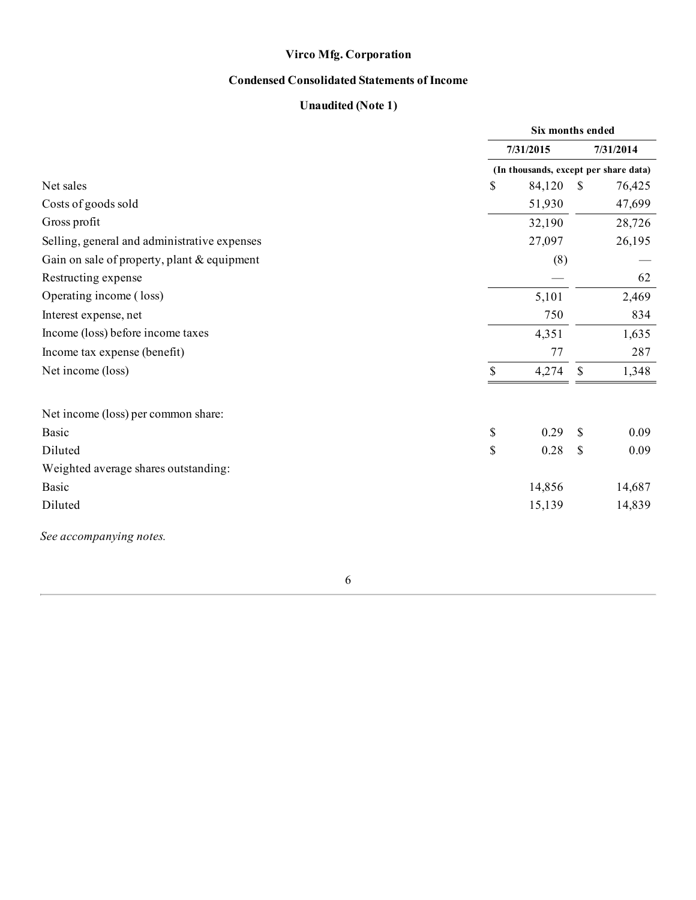**Virco Mfg. Corporation**

**Condensed Consolidated Statements of Income**

**Unaudited (Note 1)**

| | Six months ended | |
|---|---|---|
| | 7/31/2015 | 7/31/2014 |
| | (In thousands, except per share data) | |
| Net sales | $ 84,120 | $ 76,425 |
| Costs of goods sold | 51,930 | 47,699 |
| Gross profit | 32,190 | 28,726 |
| Selling, general and administrative expenses | 27,097 | 26,195 |
| Gain on sale of property, plant & equipment | (8) | — |
| Restructing expense | — | 62 |
| Operating income ( loss) | 5,101 | 2,469 |
| Interest expense, net | 750 | 834 |
| Income (loss) before income taxes | 4,351 | 1,635 |
| Income tax expense (benefit) | 77 | 287 |
| Net income (loss) | $ 4,274 | $ 1,348 |
| | | |
| Net income (loss) per common share: | | |
| Basic | $ 0.29 | $ 0.09 |
| Diluted | $ 0.28 | $ 0.09 |
| Weighted average shares outstanding: | | |
| Basic | 14,856 | 14,687 |
| Diluted | 15,139 | 14,839 |

*See accompanying notes.*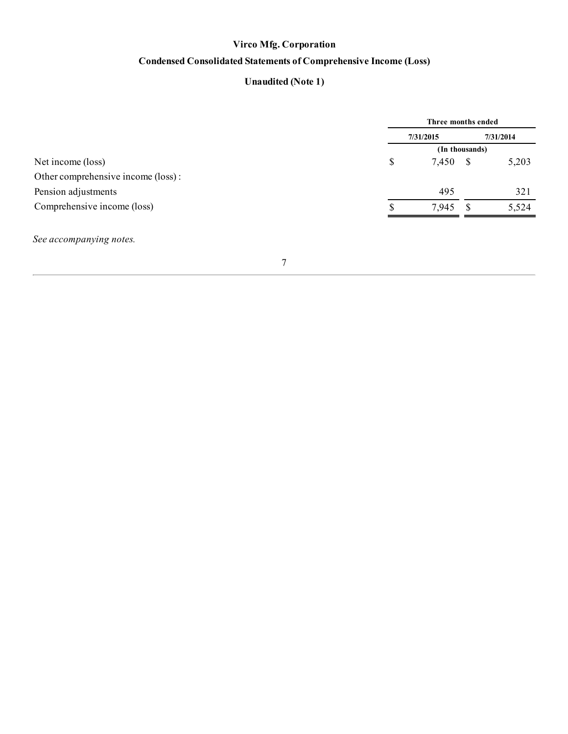# Virco Mfg. Corporation

## Condensed Consolidated Statements of Comprehensive Income (Loss)

### Unaudited (Note 1)

| | Three months ended | |
|---|---|---|
| | 7/31/2015 | 7/31/2014 |
| | (In thousands) | |
| Net income (loss) | $ 7,450 | $ 5,203 |
| Other comprehensive income (loss) : | | |
| Pension adjustments | 495 | 321 |
| Comprehensive income (loss) | $ 7,945 | $ 5,524 |

*See accompanying notes.*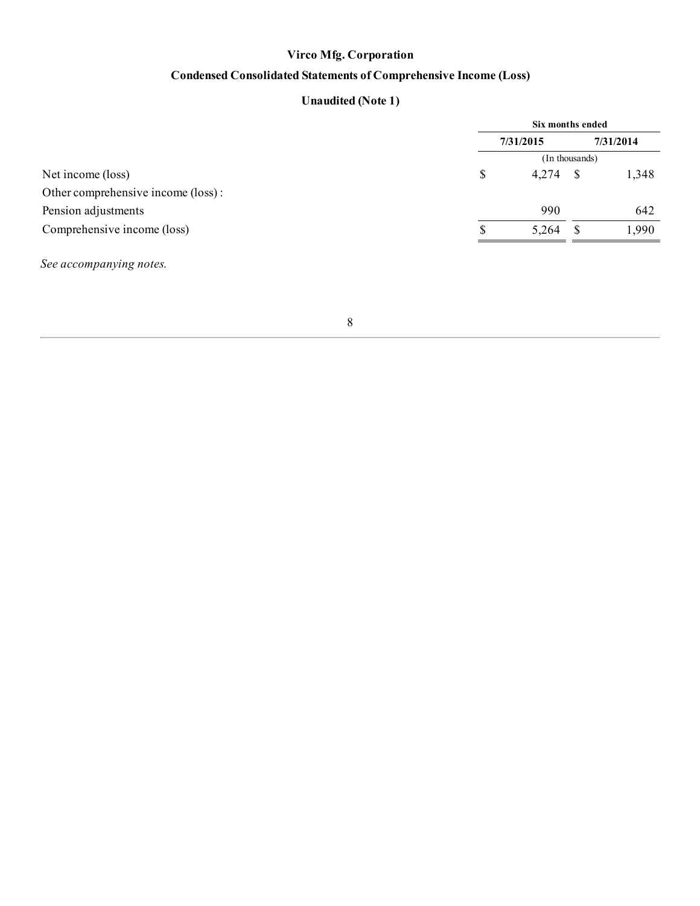# Virco Mfg. Corporation

## Condensed Consolidated Statements of Comprehensive Income (Loss)

### Unaudited (Note 1)

| | Six months ended | |
|---|---|---|
| | 7/31/2015 | 7/31/2014 |
| | (In thousands) | |
| Net income (loss) | $ 4,274 | $ 1,348 |
| Other comprehensive income (loss) : | | |
| Pension adjustments | 990 | 642 |
| Comprehensive income (loss) | $ 5,264 | $ 1,990 |

*See accompanying notes.*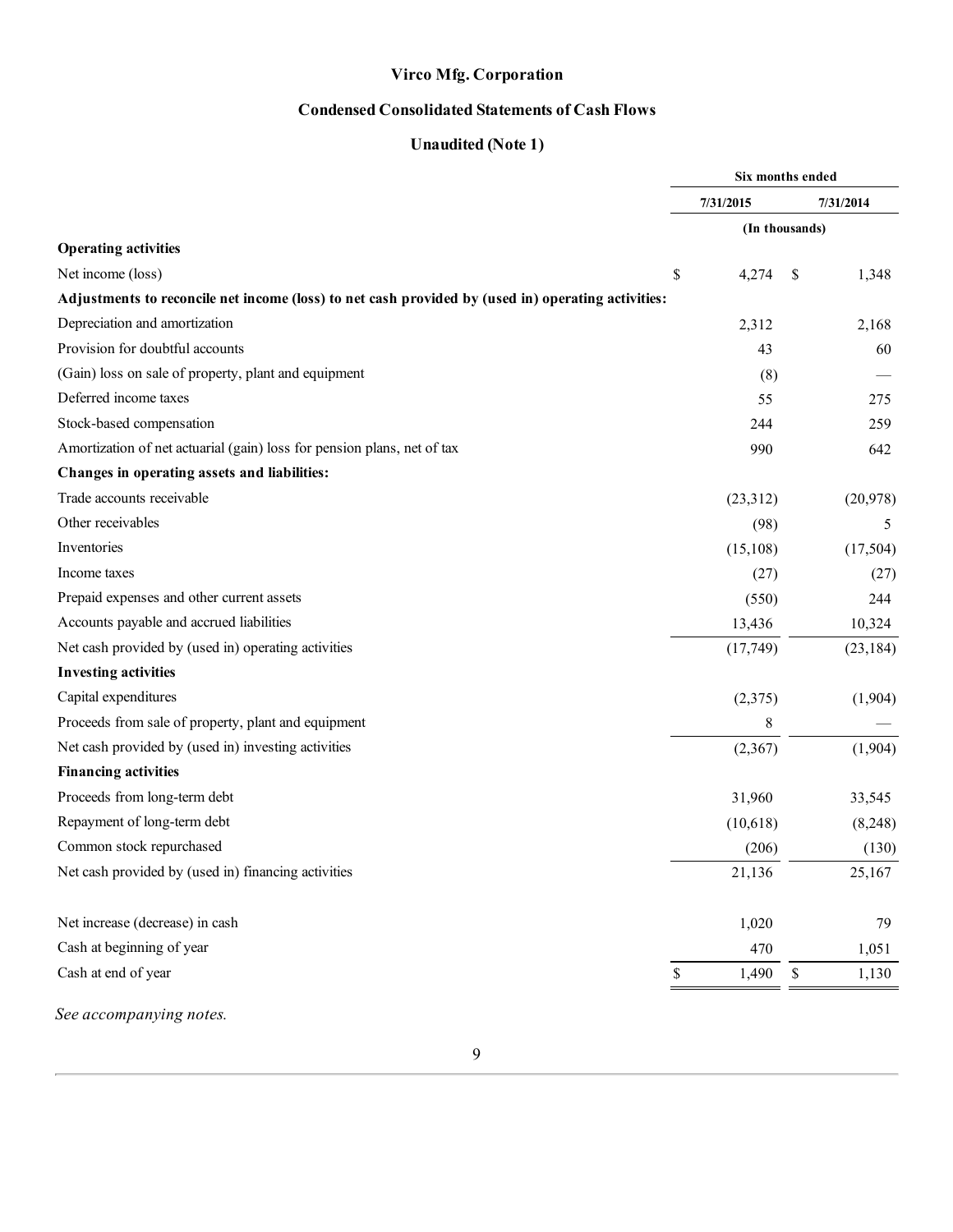# Virco Mfg. Corporation

## Condensed Consolidated Statements of Cash Flows

### Unaudited (Note 1)

| | Six months ended | |
|---|---|---|
| | 7/31/2015 | 7/31/2014 |
| | (In thousands) | |
| **Operating activities** | | |
| Net income (loss) | $ 4,274 | $ 1,348 |
| **Adjustments to reconcile net income (loss) to net cash provided by (used in) operating activities:** | | |
| Depreciation and amortization | 2,312 | 2,168 |
| Provision for doubtful accounts | 43 | 60 |
| (Gain) loss on sale of property, plant and equipment | (8) | — |
| Deferred income taxes | 55 | 275 |
| Stock-based compensation | 244 | 259 |
| Amortization of net actuarial (gain) loss for pension plans, net of tax | 990 | 642 |
| **Changes in operating assets and liabilities:** | | |
| Trade accounts receivable | (23,312) | (20,978) |
| Other receivables | (98) | 5 |
| Inventories | (15,108) | (17,504) |
| Income taxes | (27) | (27) |
| Prepaid expenses and other current assets | (550) | 244 |
| Accounts payable and accrued liabilities | 13,436 | 10,324 |
| Net cash provided by (used in) operating activities | (17,749) | (23,184) |
| **Investing activities** | | |
| Capital expenditures | (2,375) | (1,904) |
| Proceeds from sale of property, plant and equipment | 8 | — |
| Net cash provided by (used in) investing activities | (2,367) | (1,904) |
| **Financing activities** | | |
| Proceeds from long-term debt | 31,960 | 33,545 |
| Repayment of long-term debt | (10,618) | (8,248) |
| Common stock repurchased | (206) | (130) |
| Net cash provided by (used in) financing activities | 21,136 | 25,167 |
| | | |
| Net increase (decrease) in cash | 1,020 | 79 |
| Cash at beginning of year | 470 | 1,051 |
| Cash at end of year | $ 1,490 | $ 1,130 |

*See accompanying notes.*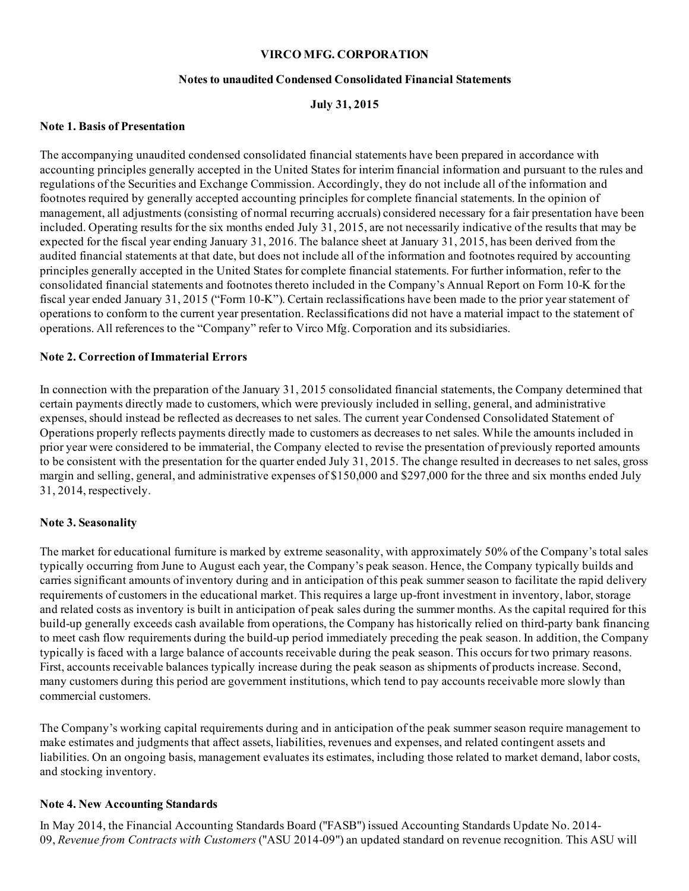**VIRCO MFG. CORPORATION**

**Notes to unaudited Condensed Consolidated Financial Statements**

**July 31, 2015**

**Note 1. Basis of Presentation**

The accompanying unaudited condensed consolidated financial statements have been prepared in accordance with accounting principles generally accepted in the United States for interim financial information and pursuant to the rules and regulations of the Securities and Exchange Commission. Accordingly, they do not include all of the information and footnotes required by generally accepted accounting principles for complete financial statements. In the opinion of management, all adjustments (consisting of normal recurring accruals) considered necessary for a fair presentation have been included. Operating results for the six months ended July 31, 2015, are not necessarily indicative of the results that may be expected for the fiscal year ending January 31, 2016. The balance sheet at January 31, 2015, has been derived from the audited financial statements at that date, but does not include all of the information and footnotes required by accounting principles generally accepted in the United States for complete financial statements. For further information, refer to the consolidated financial statements and footnotes thereto included in the Company's Annual Report on Form 10-K for the fiscal year ended January 31, 2015 ("Form 10-K"). Certain reclassifications have been made to the prior year statement of operations to conform to the current year presentation. Reclassifications did not have a material impact to the statement of operations. All references to the "Company" refer to Virco Mfg. Corporation and its subsidiaries.

**Note 2. Correction of Immaterial Errors**

In connection with the preparation of the January 31, 2015 consolidated financial statements, the Company determined that certain payments directly made to customers, which were previously included in selling, general, and administrative expenses, should instead be reflected as decreases to net sales. The current year Condensed Consolidated Statement of Operations properly reflects payments directly made to customers as decreases to net sales. While the amounts included in prior year were considered to be immaterial, the Company elected to revise the presentation of previously reported amounts to be consistent with the presentation for the quarter ended July 31, 2015. The change resulted in decreases to net sales, gross margin and selling, general, and administrative expenses of $150,000 and $297,000 for the three and six months ended July 31, 2014, respectively.

**Note 3. Seasonality**

The market for educational furniture is marked by extreme seasonality, with approximately 50% of the Company's total sales typically occurring from June to August each year, the Company's peak season. Hence, the Company typically builds and carries significant amounts of inventory during and in anticipation of this peak summer season to facilitate the rapid delivery requirements of customers in the educational market. This requires a large up-front investment in inventory, labor, storage and related costs as inventory is built in anticipation of peak sales during the summer months. As the capital required for this build-up generally exceeds cash available from operations, the Company has historically relied on third-party bank financing to meet cash flow requirements during the build-up period immediately preceding the peak season. In addition, the Company typically is faced with a large balance of accounts receivable during the peak season. This occurs for two primary reasons. First, accounts receivable balances typically increase during the peak season as shipments of products increase. Second, many customers during this period are government institutions, which tend to pay accounts receivable more slowly than commercial customers.

The Company's working capital requirements during and in anticipation of the peak summer season require management to make estimates and judgments that affect assets, liabilities, revenues and expenses, and related contingent assets and liabilities. On an ongoing basis, management evaluates its estimates, including those related to market demand, labor costs, and stocking inventory.

**Note 4. New Accounting Standards**

In May 2014, the Financial Accounting Standards Board ("FASB") issued Accounting Standards Update No. 2014-09, *Revenue from Contracts with Customers* ("ASU 2014-09") an updated standard on revenue recognition. This ASU will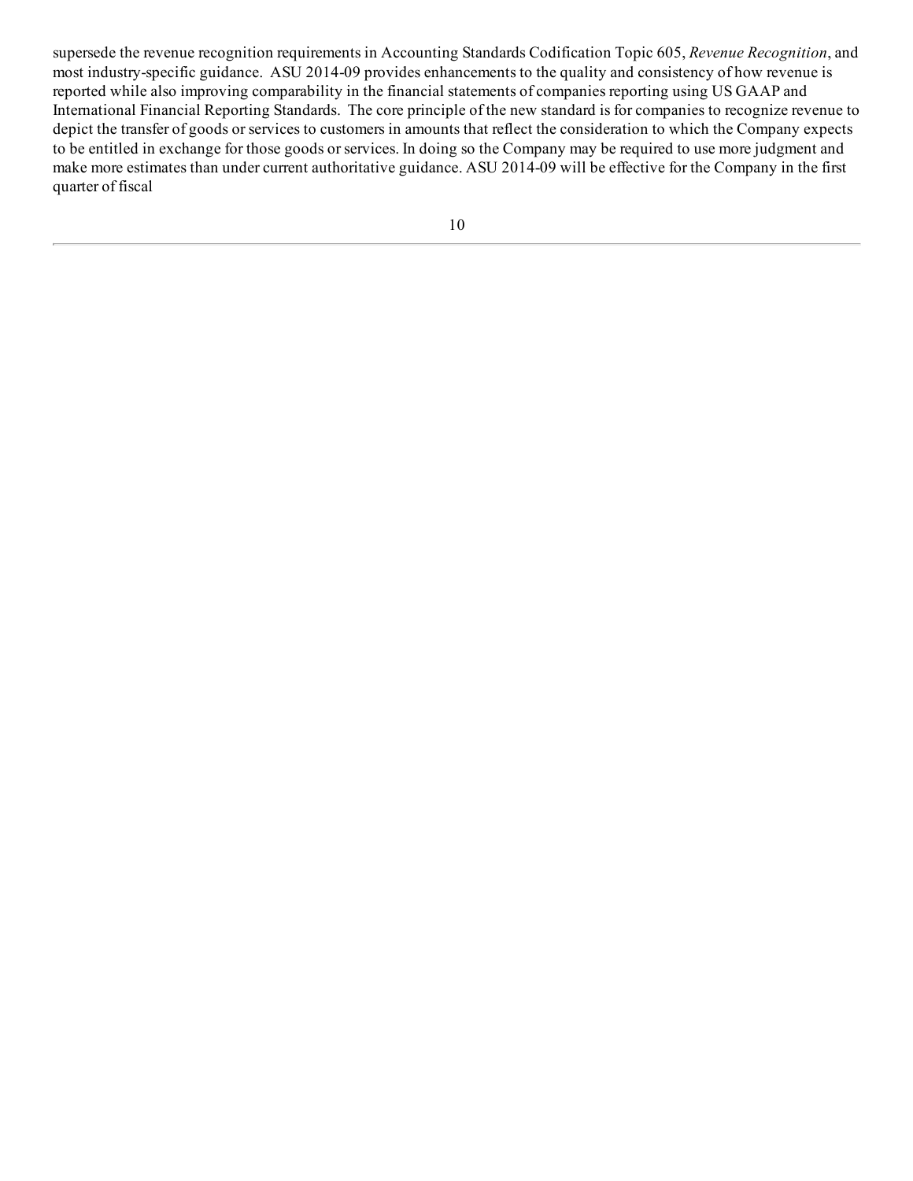supersede the revenue recognition requirements in Accounting Standards Codification Topic 605, *Revenue Recognition*, and most industry-specific guidance. ASU 2014-09 provides enhancements to the quality and consistency of how revenue is reported while also improving comparability in the financial statements of companies reporting using US GAAP and International Financial Reporting Standards. The core principle of the new standard is for companies to recognize revenue to depict the transfer of goods or services to customers in amounts that reflect the consideration to which the Company expects to be entitled in exchange for those goods or services. In doing so the Company may be required to use more judgment and make more estimates than under current authoritative guidance. ASU 2014-09 will be effective for the Company in the first quarter of fiscal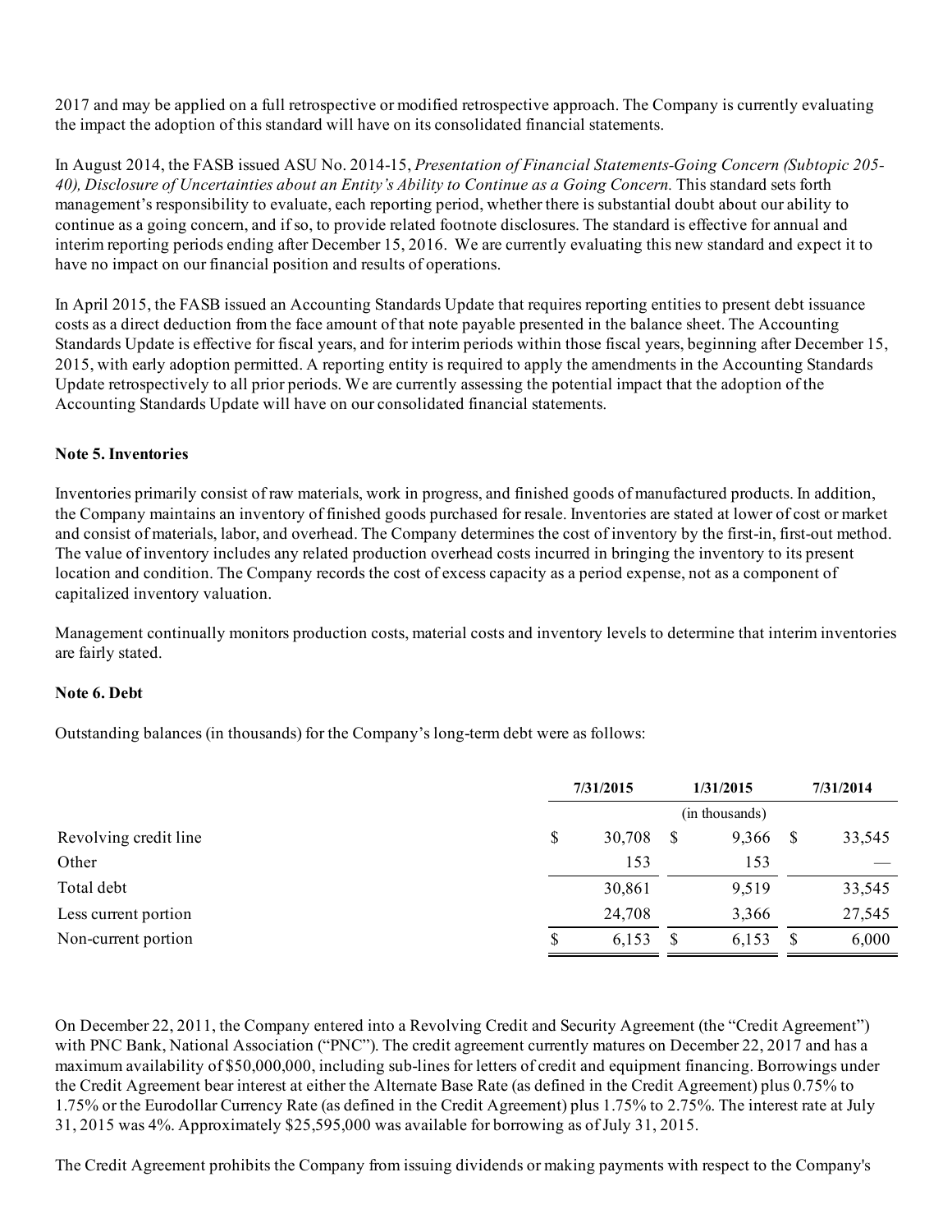2017 and may be applied on a full retrospective or modified retrospective approach. The Company is currently evaluating the impact the adoption of this standard will have on its consolidated financial statements.

In August 2014, the FASB issued ASU No. 2014-15, *Presentation of Financial Statements-Going Concern (Subtopic 205-40), Disclosure of Uncertainties about an Entity's Ability to Continue as a Going Concern.* This standard sets forth management's responsibility to evaluate, each reporting period, whether there is substantial doubt about our ability to continue as a going concern, and if so, to provide related footnote disclosures. The standard is effective for annual and interim reporting periods ending after December 15, 2016. We are currently evaluating this new standard and expect it to have no impact on our financial position and results of operations.

In April 2015, the FASB issued an Accounting Standards Update that requires reporting entities to present debt issuance costs as a direct deduction from the face amount of that note payable presented in the balance sheet. The Accounting Standards Update is effective for fiscal years, and for interim periods within those fiscal years, beginning after December 15, 2015, with early adoption permitted. A reporting entity is required to apply the amendments in the Accounting Standards Update retrospectively to all prior periods. We are currently assessing the potential impact that the adoption of the Accounting Standards Update will have on our consolidated financial statements.

**Note 5. Inventories**

Inventories primarily consist of raw materials, work in progress, and finished goods of manufactured products. In addition, the Company maintains an inventory of finished goods purchased for resale. Inventories are stated at lower of cost or market and consist of materials, labor, and overhead. The Company determines the cost of inventory by the first-in, first-out method. The value of inventory includes any related production overhead costs incurred in bringing the inventory to its present location and condition. The Company records the cost of excess capacity as a period expense, not as a component of capitalized inventory valuation.

Management continually monitors production costs, material costs and inventory levels to determine that interim inventories are fairly stated.

**Note 6. Debt**

Outstanding balances (in thousands) for the Company's long-term debt were as follows:

| | 7/31/2015 | 1/31/2015 | 7/31/2014 |
|---|---|---|---|
| | | (in thousands) | |
| Revolving credit line | $ 30,708 | $ 9,366 | $ 33,545 |
| Other | 153 | 153 | — |
| Total debt | 30,861 | 9,519 | 33,545 |
| Less current portion | 24,708 | 3,366 | 27,545 |
| Non-current portion | $ 6,153 | $ 6,153 | $ 6,000 |

On December 22, 2011, the Company entered into a Revolving Credit and Security Agreement (the "Credit Agreement") with PNC Bank, National Association ("PNC"). The credit agreement currently matures on December 22, 2017 and has a maximum availability of $50,000,000, including sub-lines for letters of credit and equipment financing. Borrowings under the Credit Agreement bear interest at either the Alternate Base Rate (as defined in the Credit Agreement) plus 0.75% to 1.75% or the Eurodollar Currency Rate (as defined in the Credit Agreement) plus 1.75% to 2.75%. The interest rate at July 31, 2015 was 4%. Approximately $25,595,000 was available for borrowing as of July 31, 2015.

The Credit Agreement prohibits the Company from issuing dividends or making payments with respect to the Company's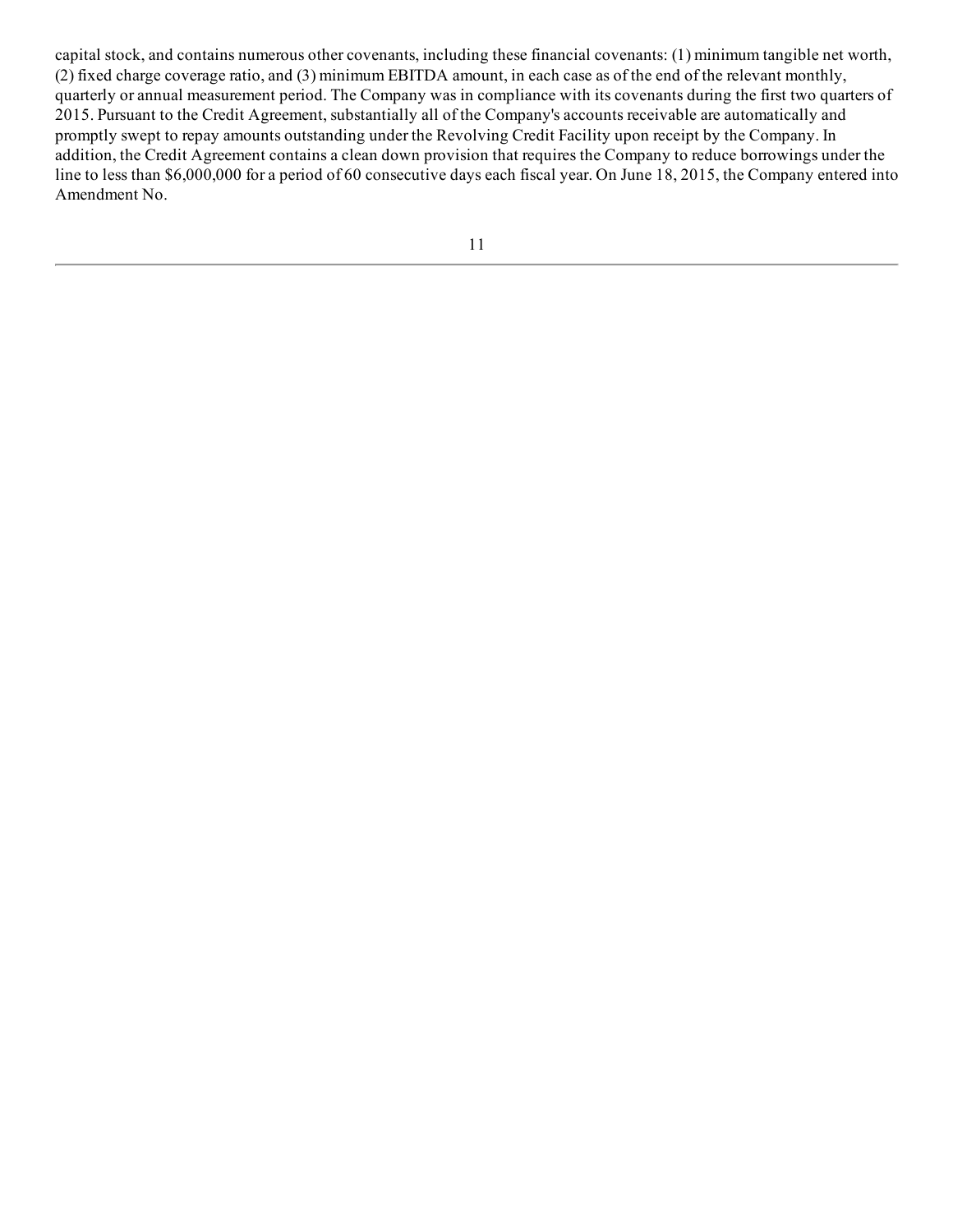capital stock, and contains numerous other covenants, including these financial covenants: (1) minimum tangible net worth, (2) fixed charge coverage ratio, and (3) minimum EBITDA amount, in each case as of the end of the relevant monthly, quarterly or annual measurement period. The Company was in compliance with its covenants during the first two quarters of 2015. Pursuant to the Credit Agreement, substantially all of the Company's accounts receivable are automatically and promptly swept to repay amounts outstanding under the Revolving Credit Facility upon receipt by the Company. In addition, the Credit Agreement contains a clean down provision that requires the Company to reduce borrowings under the line to less than $6,000,000 for a period of 60 consecutive days each fiscal year. On June 18, 2015, the Company entered into Amendment No.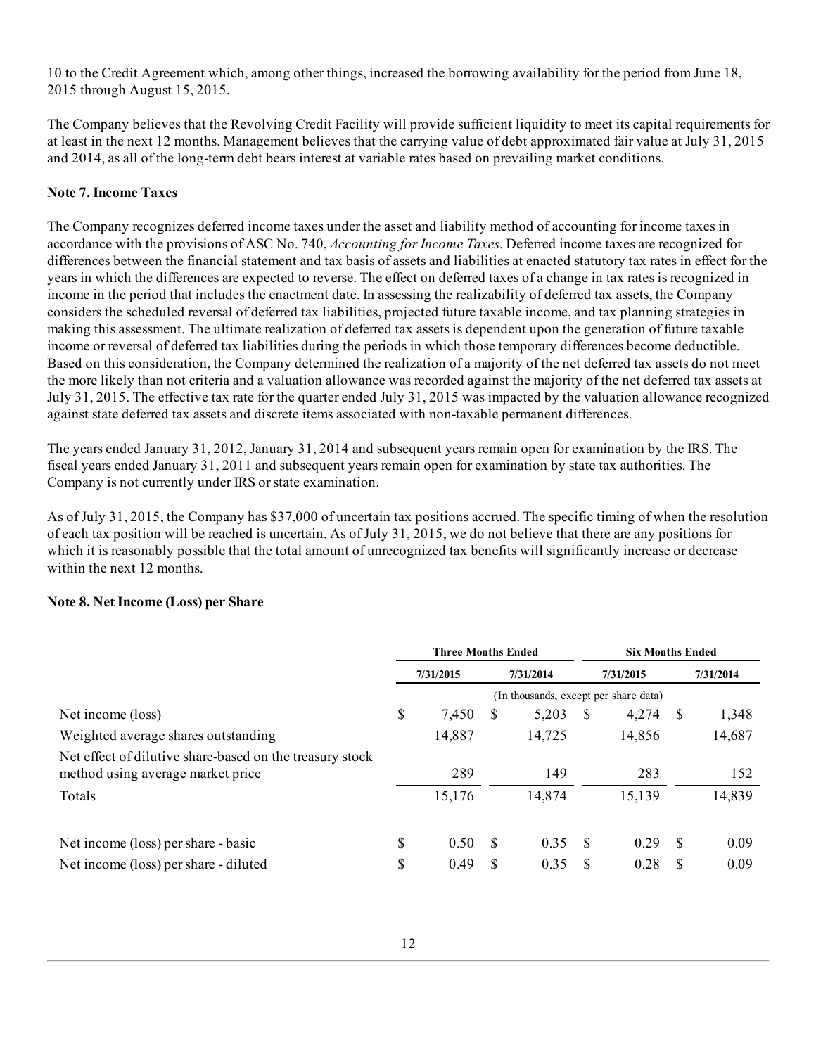10 to the Credit Agreement which, among other things, increased the borrowing availability for the period from June 18, 2015 through August 15, 2015.

The Company believes that the Revolving Credit Facility will provide sufficient liquidity to meet its capital requirements for at least in the next 12 months. Management believes that the carrying value of debt approximated fair value at July 31, 2015 and 2014, as all of the long-term debt bears interest at variable rates based on prevailing market conditions.

**Note 7. Income Taxes**

The Company recognizes deferred income taxes under the asset and liability method of accounting for income taxes in accordance with the provisions of ASC No. 740, *Accounting for Income Taxes*. Deferred income taxes are recognized for differences between the financial statement and tax basis of assets and liabilities at enacted statutory tax rates in effect for the years in which the differences are expected to reverse. The effect on deferred taxes of a change in tax rates is recognized in income in the period that includes the enactment date. In assessing the realizability of deferred tax assets, the Company considers the scheduled reversal of deferred tax liabilities, projected future taxable income, and tax planning strategies in making this assessment. The ultimate realization of deferred tax assets is dependent upon the generation of future taxable income or reversal of deferred tax liabilities during the periods in which those temporary differences become deductible. Based on this consideration, the Company determined the realization of a majority of the net deferred tax assets do not meet the more likely than not criteria and a valuation allowance was recorded against the majority of the net deferred tax assets at July 31, 2015. The effective tax rate for the quarter ended July 31, 2015 was impacted by the valuation allowance recognized against state deferred tax assets and discrete items associated with non-taxable permanent differences.

The years ended January 31, 2012, January 31, 2014 and subsequent years remain open for examination by the IRS. The fiscal years ended January 31, 2011 and subsequent years remain open for examination by state tax authorities. The Company is not currently under IRS or state examination.

As of July 31, 2015, the Company has $37,000 of uncertain tax positions accrued. The specific timing of when the resolution of each tax position will be reached is uncertain. As of July 31, 2015, we do not believe that there are any positions for which it is reasonably possible that the total amount of unrecognized tax benefits will significantly increase or decrease within the next 12 months.

**Note 8. Net Income (Loss) per Share**

| | Three Months Ended | | Six Months Ended | |
|---|---|---|---|---|
| | 7/31/2015 | 7/31/2014 | 7/31/2015 | 7/31/2014 |
| | (In thousands, except per share data) | | | |
| Net income (loss) | $ 7,450 | $ 5,203 | $ 4,274 | $ 1,348 |
| Weighted average shares outstanding | 14,887 | 14,725 | 14,856 | 14,687 |
| Net effect of dilutive share-based on the treasury stock method using average market price | 289 | 149 | 283 | 152 |
| Totals | 15,176 | 14,874 | 15,139 | 14,839 |
| Net income (loss) per share - basic | $ 0.50 | $ 0.35 | $ 0.29 | $ 0.09 |
| Net income (loss) per share - diluted | $ 0.49 | $ 0.35 | $ 0.28 | $ 0.09 |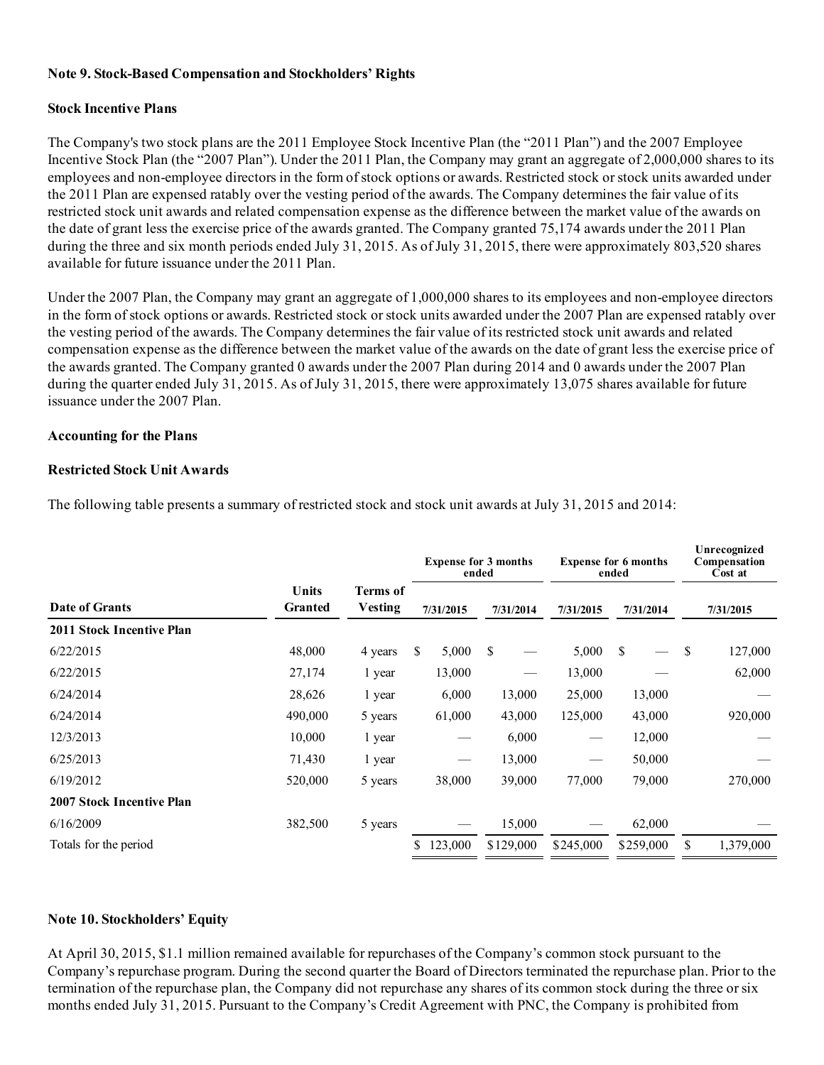### Note 9. Stock-Based Compensation and Stockholders' Rights

**Stock Incentive Plans**

The Company's two stock plans are the 2011 Employee Stock Incentive Plan (the "2011 Plan") and the 2007 Employee Incentive Stock Plan (the "2007 Plan"). Under the 2011 Plan, the Company may grant an aggregate of 2,000,000 shares to its employees and non-employee directors in the form of stock options or awards. Restricted stock or stock units awarded under the 2011 Plan are expensed ratably over the vesting period of the awards. The Company determines the fair value of its restricted stock unit awards and related compensation expense as the difference between the market value of the awards on the date of grant less the exercise price of the awards granted. The Company granted 75,174 awards under the 2011 Plan during the three and six month periods ended July 31, 2015. As of July 31, 2015, there were approximately 803,520 shares available for future issuance under the 2011 Plan.

Under the 2007 Plan, the Company may grant an aggregate of 1,000,000 shares to its employees and non-employee directors in the form of stock options or awards. Restricted stock or stock units awarded under the 2007 Plan are expensed ratably over the vesting period of the awards. The Company determines the fair value of its restricted stock unit awards and related compensation expense as the difference between the market value of the awards on the date of grant less the exercise price of the awards granted. The Company granted 0 awards under the 2007 Plan during 2014 and 0 awards under the 2007 Plan during the quarter ended July 31, 2015. As of July 31, 2015, there were approximately 13,075 shares available for future issuance under the 2007 Plan.

**Accounting for the Plans**

**Restricted Stock Unit Awards**

The following table presents a summary of restricted stock and stock unit awards at July 31, 2015 and 2014:

| Date of Grants | Units Granted | Terms of Vesting | Expense for 3 months ended | | Expense for 6 months ended | | Unrecognized Compensation Cost at |
|---|---|---|---|---|---|---|---|
| | | | 7/31/2015 | 7/31/2014 | 7/31/2015 | 7/31/2014 | 7/31/2015 |
| **2011 Stock Incentive Plan** | | | | | | | |
| 6/22/2015 | 48,000 | 4 years | $ 5,000 | $ — | 5,000 | $ — | $ 127,000 |
| 6/22/2015 | 27,174 | 1 year | 13,000 | — | 13,000 | — | 62,000 |
| 6/24/2014 | 28,626 | 1 year | 6,000 | 13,000 | 25,000 | 13,000 | — |
| 6/24/2014 | 490,000 | 5 years | 61,000 | 43,000 | 125,000 | 43,000 | 920,000 |
| 12/3/2013 | 10,000 | 1 year | — | 6,000 | — | 12,000 | — |
| 6/25/2013 | 71,430 | 1 year | — | 13,000 | — | 50,000 | — |
| 6/19/2012 | 520,000 | 5 years | 38,000 | 39,000 | 77,000 | 79,000 | 270,000 |
| **2007 Stock Incentive Plan** | | | | | | | |
| 6/16/2009 | 382,500 | 5 years | — | 15,000 | — | 62,000 | — |
| Totals for the period | | | $ 123,000 | $129,000 | $245,000 | $259,000 | $ 1,379,000 |

### Note 10. Stockholders' Equity

At April 30, 2015, $1.1 million remained available for repurchases of the Company's common stock pursuant to the Company's repurchase program. During the second quarter the Board of Directors terminated the repurchase plan. Prior to the termination of the repurchase plan, the Company did not repurchase any shares of its common stock during the three or six months ended July 31, 2015. Pursuant to the Company's Credit Agreement with PNC, the Company is prohibited from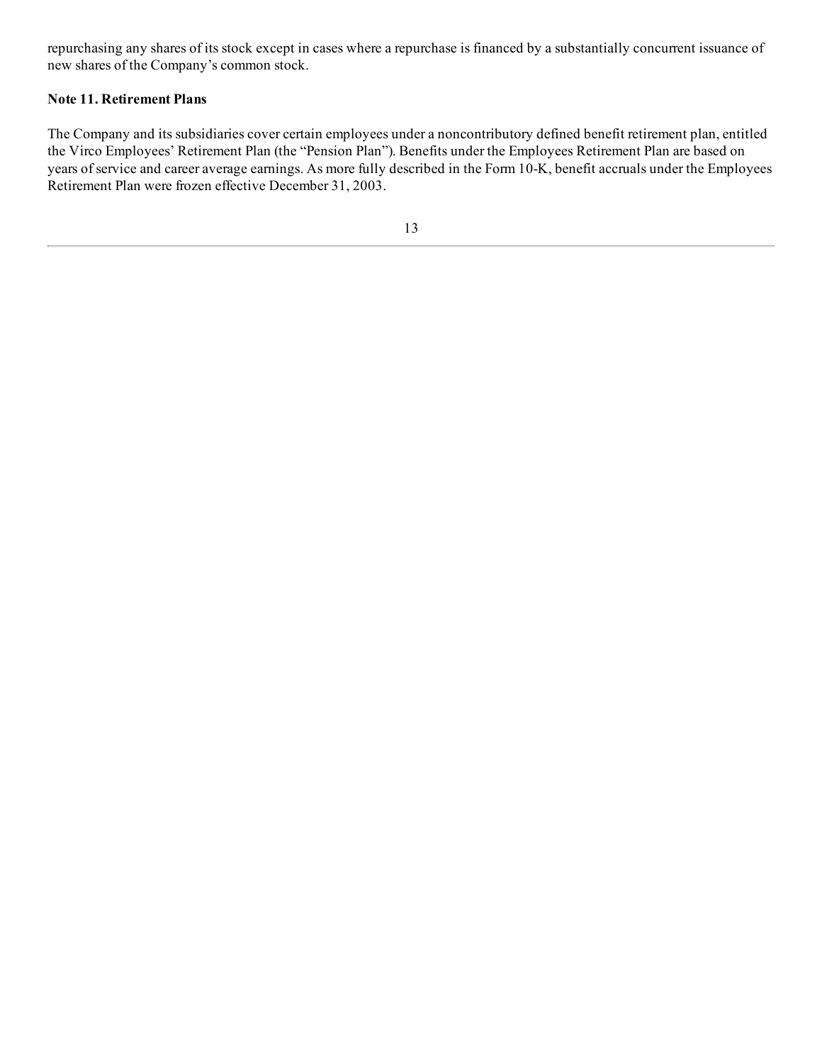repurchasing any shares of its stock except in cases where a repurchase is financed by a substantially concurrent issuance of new shares of the Company's common stock.

**Note 11. Retirement Plans**

The Company and its subsidiaries cover certain employees under a noncontributory defined benefit retirement plan, entitled the Virco Employees' Retirement Plan (the "Pension Plan"). Benefits under the Employees Retirement Plan are based on years of service and career average earnings. As more fully described in the Form 10-K, benefit accruals under the Employees Retirement Plan were frozen effective December 31, 2003.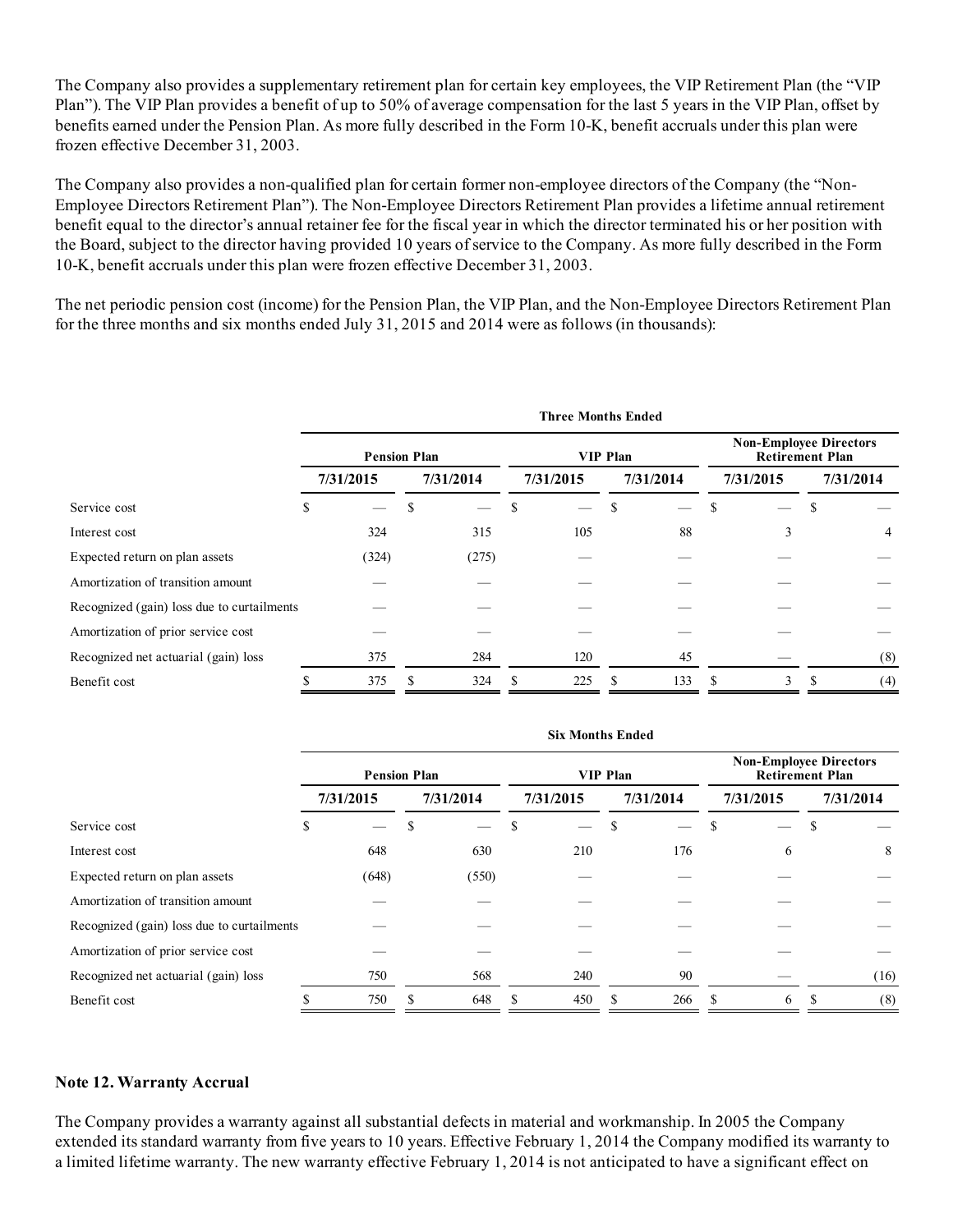The Company also provides a supplementary retirement plan for certain key employees, the VIP Retirement Plan (the "VIP Plan"). The VIP Plan provides a benefit of up to 50% of average compensation for the last 5 years in the VIP Plan, offset by benefits earned under the Pension Plan. As more fully described in the Form 10-K, benefit accruals under this plan were frozen effective December 31, 2003.

The Company also provides a non-qualified plan for certain former non-employee directors of the Company (the "Non-Employee Directors Retirement Plan"). The Non-Employee Directors Retirement Plan provides a lifetime annual retirement benefit equal to the director's annual retainer fee for the fiscal year in which the director terminated his or her position with the Board, subject to the director having provided 10 years of service to the Company. As more fully described in the Form 10-K, benefit accruals under this plan were frozen effective December 31, 2003.

The net periodic pension cost (income) for the Pension Plan, the VIP Plan, and the Non-Employee Directors Retirement Plan for the three months and six months ended July 31, 2015 and 2014 were as follows (in thousands):

| | Three Months Ended | | | | | |
|---|---|---|---|---|---|---|
| | Pension Plan | | VIP Plan | | Non-Employee Directors Retirement Plan | |
| | 7/31/2015 | 7/31/2014 | 7/31/2015 | 7/31/2014 | 7/31/2015 | 7/31/2014 |
| Service cost | $ — | $ — | $ — | $ — | $ — | $ — |
| Interest cost | 324 | 315 | 105 | 88 | 3 | 4 |
| Expected return on plan assets | (324) | (275) | — | — | — | — |
| Amortization of transition amount | — | — | — | — | — | — |
| Recognized (gain) loss due to curtailments | — | — | — | — | — | — |
| Amortization of prior service cost | — | — | — | — | — | — |
| Recognized net actuarial (gain) loss | 375 | 284 | 120 | 45 | — | (8) |
| Benefit cost | $ 375 | $ 324 | $ 225 | $ 133 | $ 3 | $ (4) |

| | Six Months Ended | | | | | |
|---|---|---|---|---|---|---|
| | Pension Plan | | VIP Plan | | Non-Employee Directors Retirement Plan | |
| | 7/31/2015 | 7/31/2014 | 7/31/2015 | 7/31/2014 | 7/31/2015 | 7/31/2014 |
| Service cost | $ — | $ — | $ — | $ — | $ — | $ — |
| Interest cost | 648 | 630 | 210 | 176 | 6 | 8 |
| Expected return on plan assets | (648) | (550) | — | — | — | — |
| Amortization of transition amount | — | — | — | — | — | — |
| Recognized (gain) loss due to curtailments | — | — | — | — | — | — |
| Amortization of prior service cost | — | — | — | — | — | — |
| Recognized net actuarial (gain) loss | 750 | 568 | 240 | 90 | — | (16) |
| Benefit cost | $ 750 | $ 648 | $ 450 | $ 266 | $ 6 | $ (8) |

## Note 12. Warranty Accrual

The Company provides a warranty against all substantial defects in material and workmanship. In 2005 the Company extended its standard warranty from five years to 10 years. Effective February 1, 2014 the Company modified its warranty to a limited lifetime warranty. The new warranty effective February 1, 2014 is not anticipated to have a significant effect on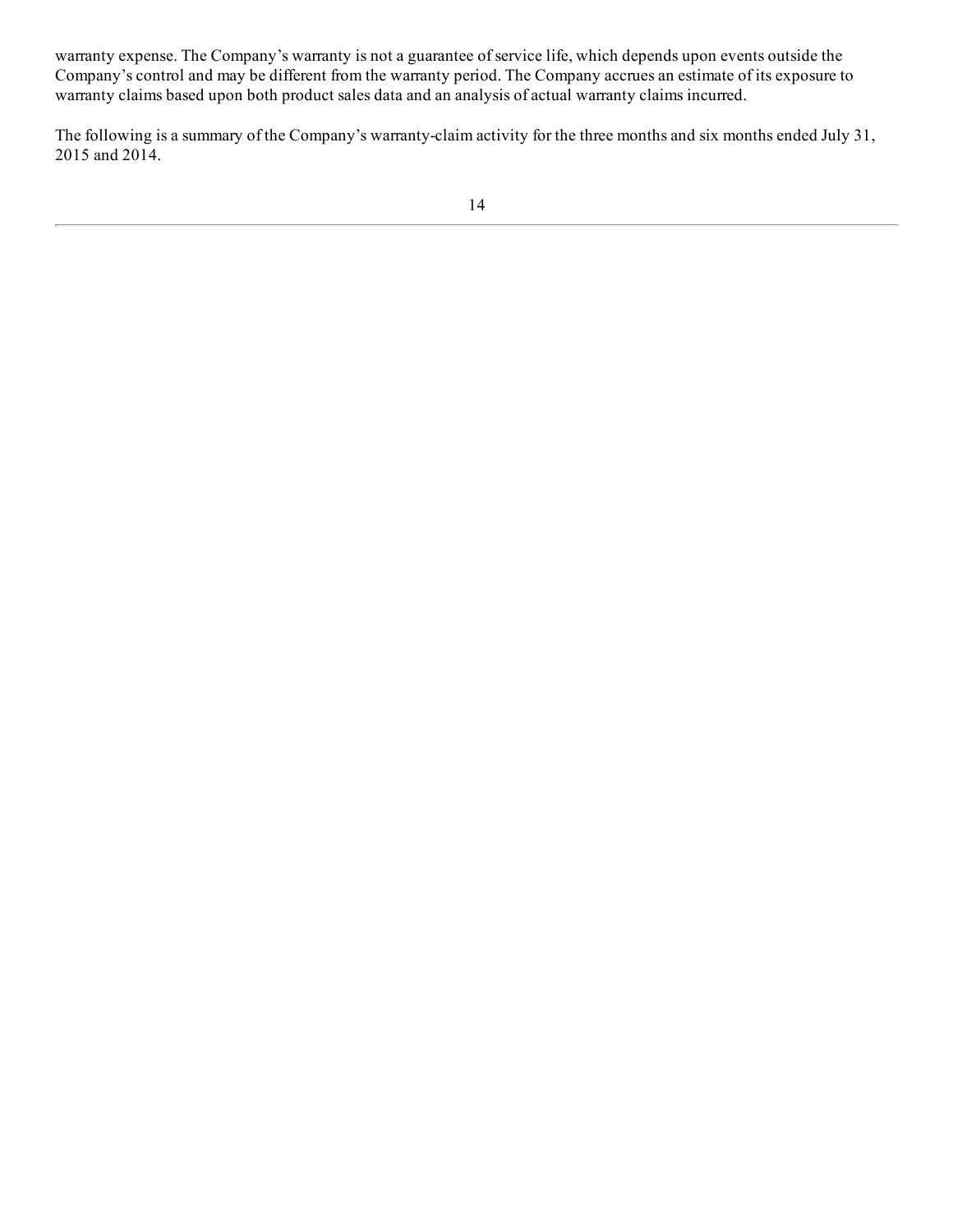warranty expense. The Company's warranty is not a guarantee of service life, which depends upon events outside the Company's control and may be different from the warranty period. The Company accrues an estimate of its exposure to warranty claims based upon both product sales data and an analysis of actual warranty claims incurred.

The following is a summary of the Company's warranty-claim activity for the three months and six months ended July 31, 2015 and 2014.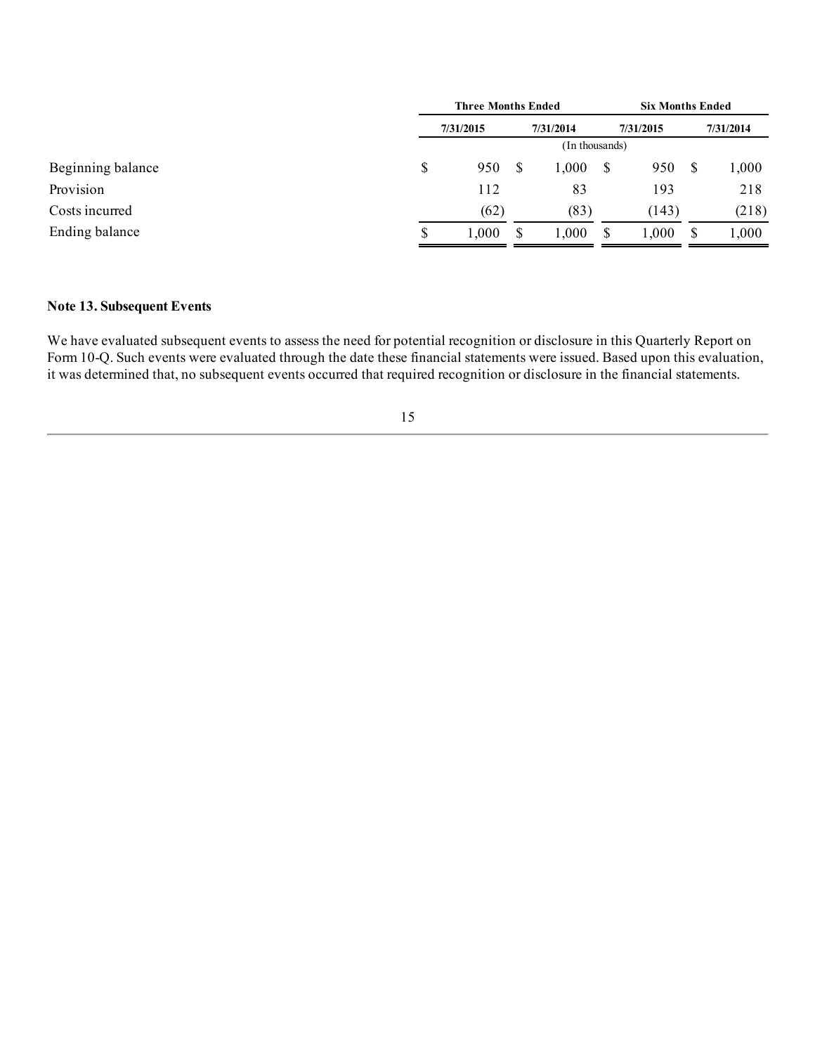| | Three Months Ended | | Six Months Ended | |
|---|---|---|---|---|
| | 7/31/2015 | 7/31/2014 | 7/31/2015 | 7/31/2014 |
| | (In thousands) | | | |
| Beginning balance | $ 950 | $ 1,000 | $ 950 | $ 1,000 |
| Provision | 112 | 83 | 193 | 218 |
| Costs incurred | (62) | (83) | (143) | (218) |
| Ending balance | $ 1,000 | $ 1,000 | $ 1,000 | $ 1,000 |

**Note 13. Subsequent Events**

We have evaluated subsequent events to assess the need for potential recognition or disclosure in this Quarterly Report on Form 10-Q. Such events were evaluated through the date these financial statements were issued. Based upon this evaluation, it was determined that, no subsequent events occurred that required recognition or disclosure in the financial statements.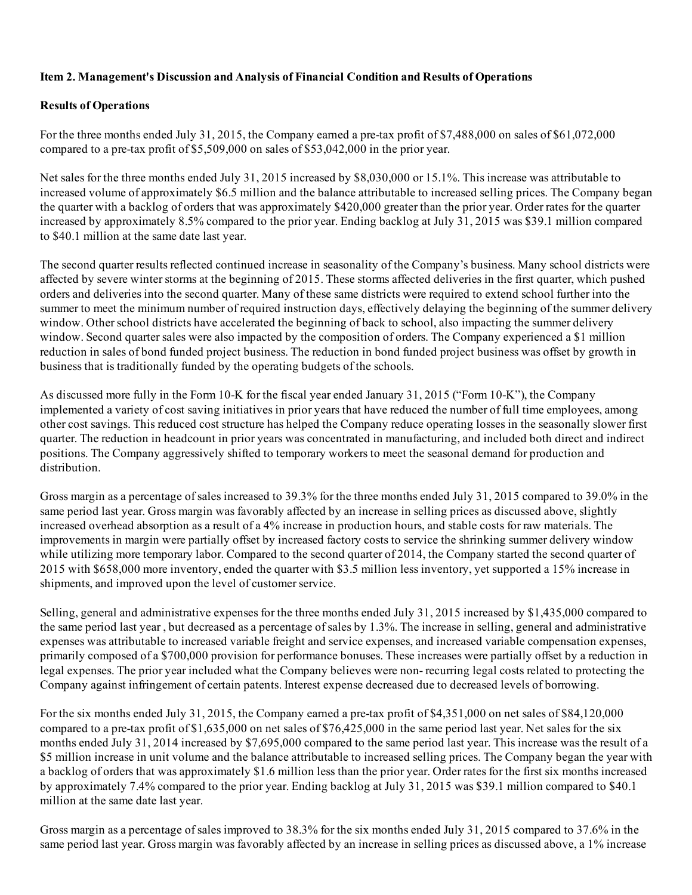**Item 2. Management's Discussion and Analysis of Financial Condition and Results of Operations**

**Results of Operations**

For the three months ended July 31, 2015, the Company earned a pre-tax profit of $7,488,000 on sales of $61,072,000 compared to a pre-tax profit of $5,509,000 on sales of $53,042,000 in the prior year.

Net sales for the three months ended July 31, 2015 increased by $8,030,000 or 15.1%. This increase was attributable to increased volume of approximately $6.5 million and the balance attributable to increased selling prices. The Company began the quarter with a backlog of orders that was approximately $420,000 greater than the prior year. Order rates for the quarter increased by approximately 8.5% compared to the prior year. Ending backlog at July 31, 2015 was $39.1 million compared to $40.1 million at the same date last year.

The second quarter results reflected continued increase in seasonality of the Company's business. Many school districts were affected by severe winter storms at the beginning of 2015. These storms affected deliveries in the first quarter, which pushed orders and deliveries into the second quarter. Many of these same districts were required to extend school further into the summer to meet the minimum number of required instruction days, effectively delaying the beginning of the summer delivery window. Other school districts have accelerated the beginning of back to school, also impacting the summer delivery window. Second quarter sales were also impacted by the composition of orders. The Company experienced a $1 million reduction in sales of bond funded project business. The reduction in bond funded project business was offset by growth in business that is traditionally funded by the operating budgets of the schools.

As discussed more fully in the Form 10-K for the fiscal year ended January 31, 2015 ("Form 10-K"), the Company implemented a variety of cost saving initiatives in prior years that have reduced the number of full time employees, among other cost savings. This reduced cost structure has helped the Company reduce operating losses in the seasonally slower first quarter. The reduction in headcount in prior years was concentrated in manufacturing, and included both direct and indirect positions. The Company aggressively shifted to temporary workers to meet the seasonal demand for production and distribution.

Gross margin as a percentage of sales increased to 39.3% for the three months ended July 31, 2015 compared to 39.0% in the same period last year. Gross margin was favorably affected by an increase in selling prices as discussed above, slightly increased overhead absorption as a result of a 4% increase in production hours, and stable costs for raw materials. The improvements in margin were partially offset by increased factory costs to service the shrinking summer delivery window while utilizing more temporary labor. Compared to the second quarter of 2014, the Company started the second quarter of 2015 with $658,000 more inventory, ended the quarter with $3.5 million less inventory, yet supported a 15% increase in shipments, and improved upon the level of customer service.

Selling, general and administrative expenses for the three months ended July 31, 2015 increased by $1,435,000 compared to the same period last year , but decreased as a percentage of sales by 1.3%. The increase in selling, general and administrative expenses was attributable to increased variable freight and service expenses, and increased variable compensation expenses, primarily composed of a $700,000 provision for performance bonuses. These increases were partially offset by a reduction in legal expenses. The prior year included what the Company believes were non- recurring legal costs related to protecting the Company against infringement of certain patents. Interest expense decreased due to decreased levels of borrowing.

For the six months ended July 31, 2015, the Company earned a pre-tax profit of $4,351,000 on net sales of $84,120,000 compared to a pre-tax profit of $1,635,000 on net sales of $76,425,000 in the same period last year. Net sales for the six months ended July 31, 2014 increased by $7,695,000 compared to the same period last year. This increase was the result of a $5 million increase in unit volume and the balance attributable to increased selling prices. The Company began the year with a backlog of orders that was approximately $1.6 million less than the prior year. Order rates for the first six months increased by approximately 7.4% compared to the prior year. Ending backlog at July 31, 2015 was $39.1 million compared to $40.1 million at the same date last year.

Gross margin as a percentage of sales improved to 38.3% for the six months ended July 31, 2015 compared to 37.6% in the same period last year. Gross margin was favorably affected by an increase in selling prices as discussed above, a 1% increase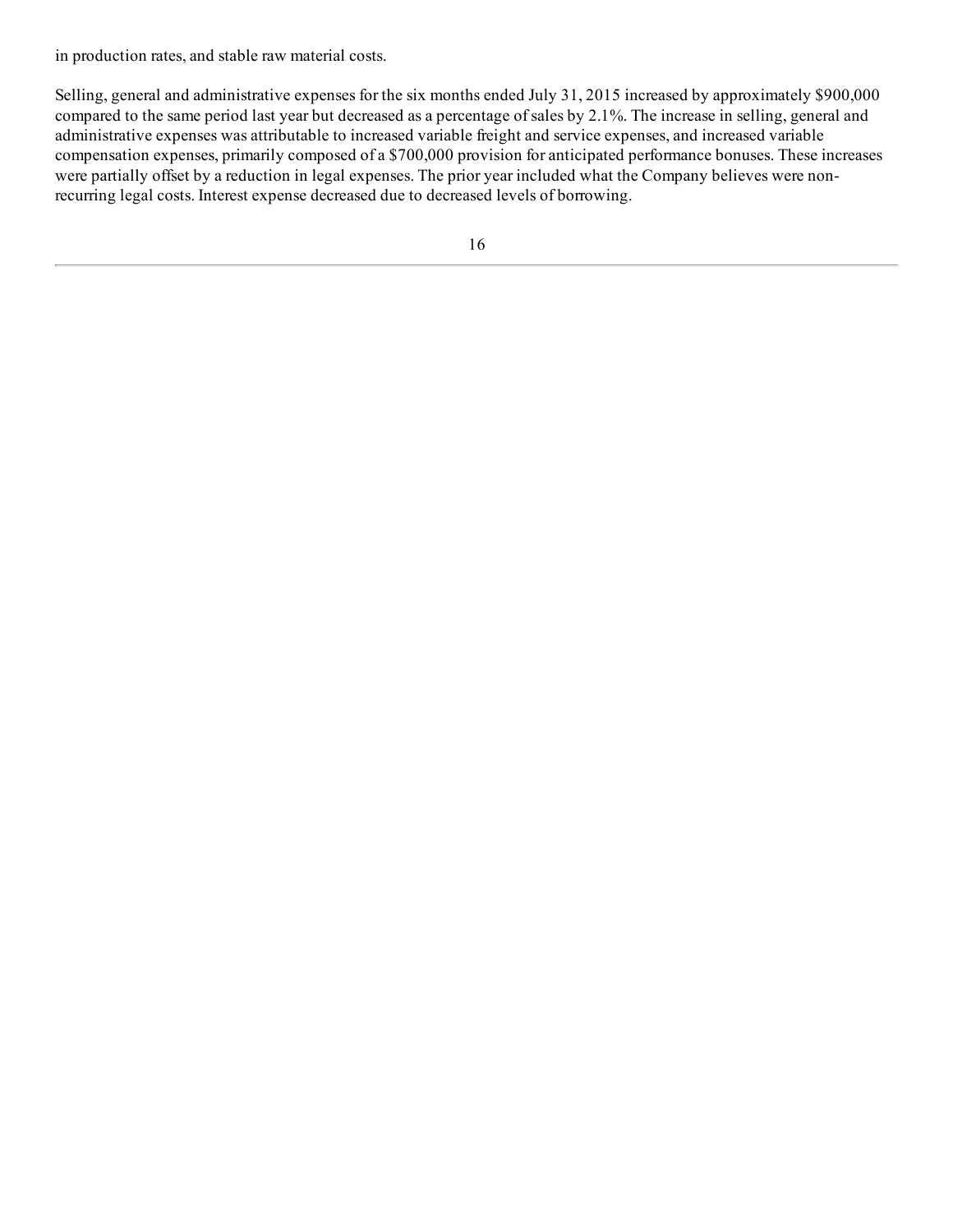in production rates, and stable raw material costs.

Selling, general and administrative expenses for the six months ended July 31, 2015 increased by approximately $900,000 compared to the same period last year but decreased as a percentage of sales by 2.1%. The increase in selling, general and administrative expenses was attributable to increased variable freight and service expenses, and increased variable compensation expenses, primarily composed of a $700,000 provision for anticipated performance bonuses. These increases were partially offset by a reduction in legal expenses. The prior year included what the Company believes were non-recurring legal costs. Interest expense decreased due to decreased levels of borrowing.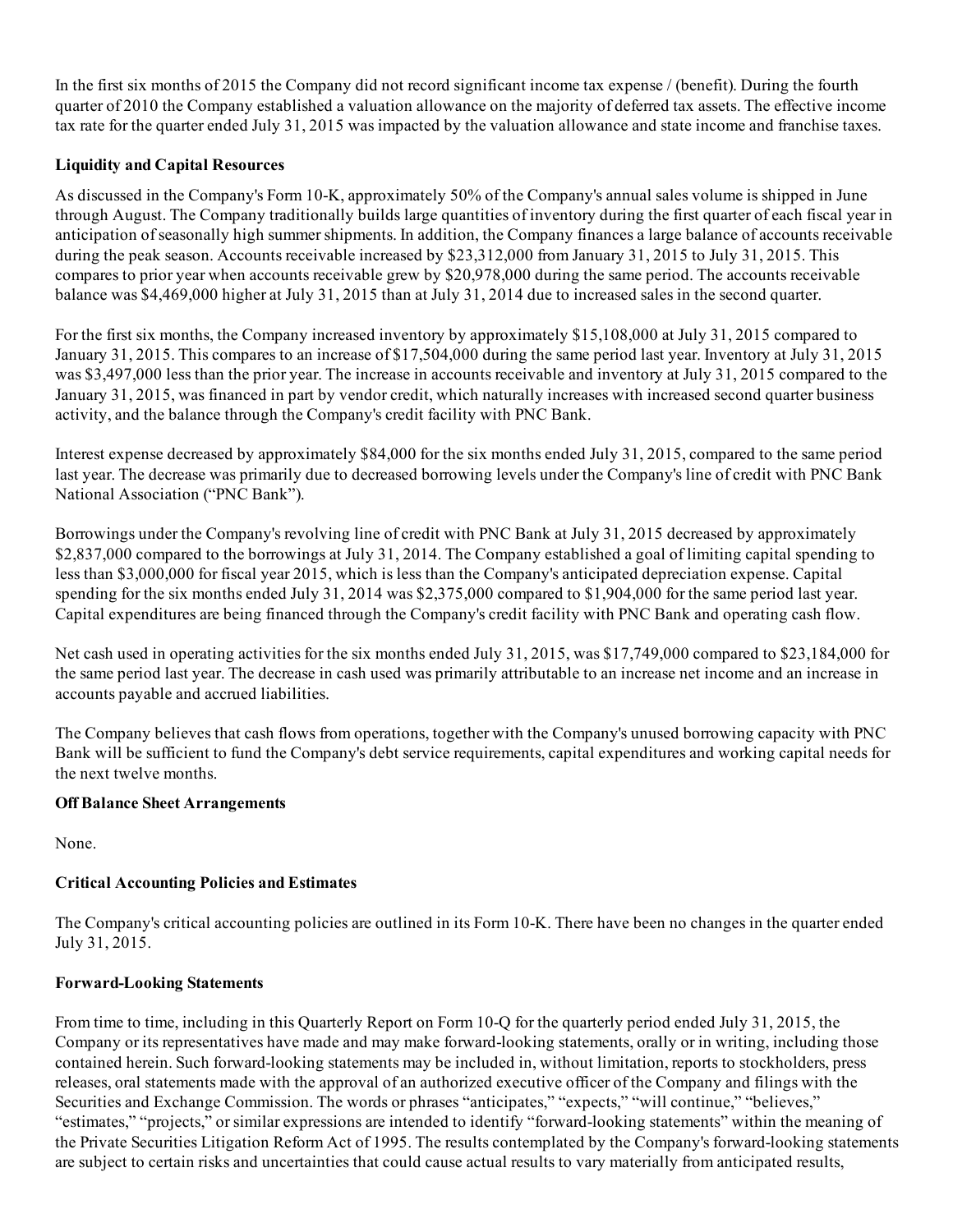In the first six months of 2015 the Company did not record significant income tax expense / (benefit). During the fourth quarter of 2010 the Company established a valuation allowance on the majority of deferred tax assets. The effective income tax rate for the quarter ended July 31, 2015 was impacted by the valuation allowance and state income and franchise taxes.

**Liquidity and Capital Resources**

As discussed in the Company's Form 10-K, approximately 50% of the Company's annual sales volume is shipped in June through August. The Company traditionally builds large quantities of inventory during the first quarter of each fiscal year in anticipation of seasonally high summer shipments. In addition, the Company finances a large balance of accounts receivable during the peak season. Accounts receivable increased by $23,312,000 from January 31, 2015 to July 31, 2015. This compares to prior year when accounts receivable grew by $20,978,000 during the same period. The accounts receivable balance was $4,469,000 higher at July 31, 2015 than at July 31, 2014 due to increased sales in the second quarter.

For the first six months, the Company increased inventory by approximately $15,108,000 at July 31, 2015 compared to January 31, 2015. This compares to an increase of $17,504,000 during the same period last year. Inventory at July 31, 2015 was $3,497,000 less than the prior year. The increase in accounts receivable and inventory at July 31, 2015 compared to the January 31, 2015, was financed in part by vendor credit, which naturally increases with increased second quarter business activity, and the balance through the Company's credit facility with PNC Bank.

Interest expense decreased by approximately $84,000 for the six months ended July 31, 2015, compared to the same period last year. The decrease was primarily due to decreased borrowing levels under the Company's line of credit with PNC Bank National Association ("PNC Bank").

Borrowings under the Company's revolving line of credit with PNC Bank at July 31, 2015 decreased by approximately $2,837,000 compared to the borrowings at July 31, 2014. The Company established a goal of limiting capital spending to less than $3,000,000 for fiscal year 2015, which is less than the Company's anticipated depreciation expense. Capital spending for the six months ended July 31, 2014 was $2,375,000 compared to $1,904,000 for the same period last year. Capital expenditures are being financed through the Company's credit facility with PNC Bank and operating cash flow.

Net cash used in operating activities for the six months ended July 31, 2015, was $17,749,000 compared to $23,184,000 for the same period last year. The decrease in cash used was primarily attributable to an increase net income and an increase in accounts payable and accrued liabilities.

The Company believes that cash flows from operations, together with the Company's unused borrowing capacity with PNC Bank will be sufficient to fund the Company's debt service requirements, capital expenditures and working capital needs for the next twelve months.

**Off Balance Sheet Arrangements**

None.

**Critical Accounting Policies and Estimates**

The Company's critical accounting policies are outlined in its Form 10-K. There have been no changes in the quarter ended July 31, 2015.

**Forward-Looking Statements**

From time to time, including in this Quarterly Report on Form 10-Q for the quarterly period ended July 31, 2015, the Company or its representatives have made and may make forward-looking statements, orally or in writing, including those contained herein. Such forward-looking statements may be included in, without limitation, reports to stockholders, press releases, oral statements made with the approval of an authorized executive officer of the Company and filings with the Securities and Exchange Commission. The words or phrases "anticipates," "expects," "will continue," "believes," "estimates," "projects," or similar expressions are intended to identify "forward-looking statements" within the meaning of the Private Securities Litigation Reform Act of 1995. The results contemplated by the Company's forward-looking statements are subject to certain risks and uncertainties that could cause actual results to vary materially from anticipated results,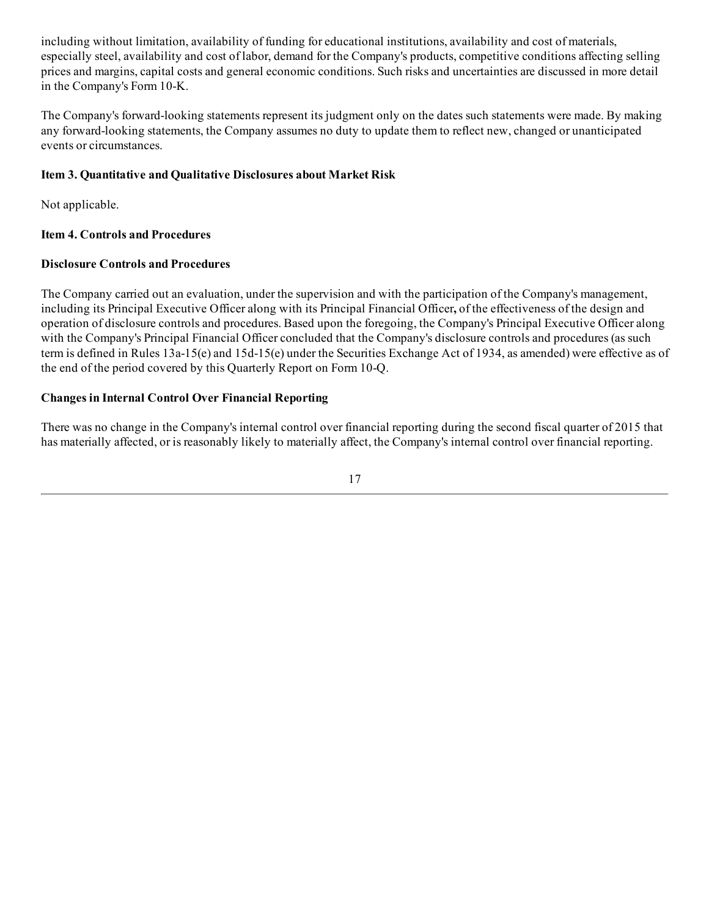including without limitation, availability of funding for educational institutions, availability and cost of materials, especially steel, availability and cost of labor, demand for the Company's products, competitive conditions affecting selling prices and margins, capital costs and general economic conditions. Such risks and uncertainties are discussed in more detail in the Company's Form 10-K.

The Company's forward-looking statements represent its judgment only on the dates such statements were made. By making any forward-looking statements, the Company assumes no duty to update them to reflect new, changed or unanticipated events or circumstances.

**Item 3. Quantitative and Qualitative Disclosures about Market Risk**

Not applicable.

**Item 4. Controls and Procedures**

**Disclosure Controls and Procedures**

The Company carried out an evaluation, under the supervision and with the participation of the Company's management, including its Principal Executive Officer along with its Principal Financial Officer**,** of the effectiveness of the design and operation of disclosure controls and procedures. Based upon the foregoing, the Company's Principal Executive Officer along with the Company's Principal Financial Officer concluded that the Company's disclosure controls and procedures (as such term is defined in Rules 13a-15(e) and 15d-15(e) under the Securities Exchange Act of 1934, as amended) were effective as of the end of the period covered by this Quarterly Report on Form 10-Q.

**Changes in Internal Control Over Financial Reporting**

There was no change in the Company's internal control over financial reporting during the second fiscal quarter of 2015 that has materially affected, or is reasonably likely to materially affect, the Company's internal control over financial reporting.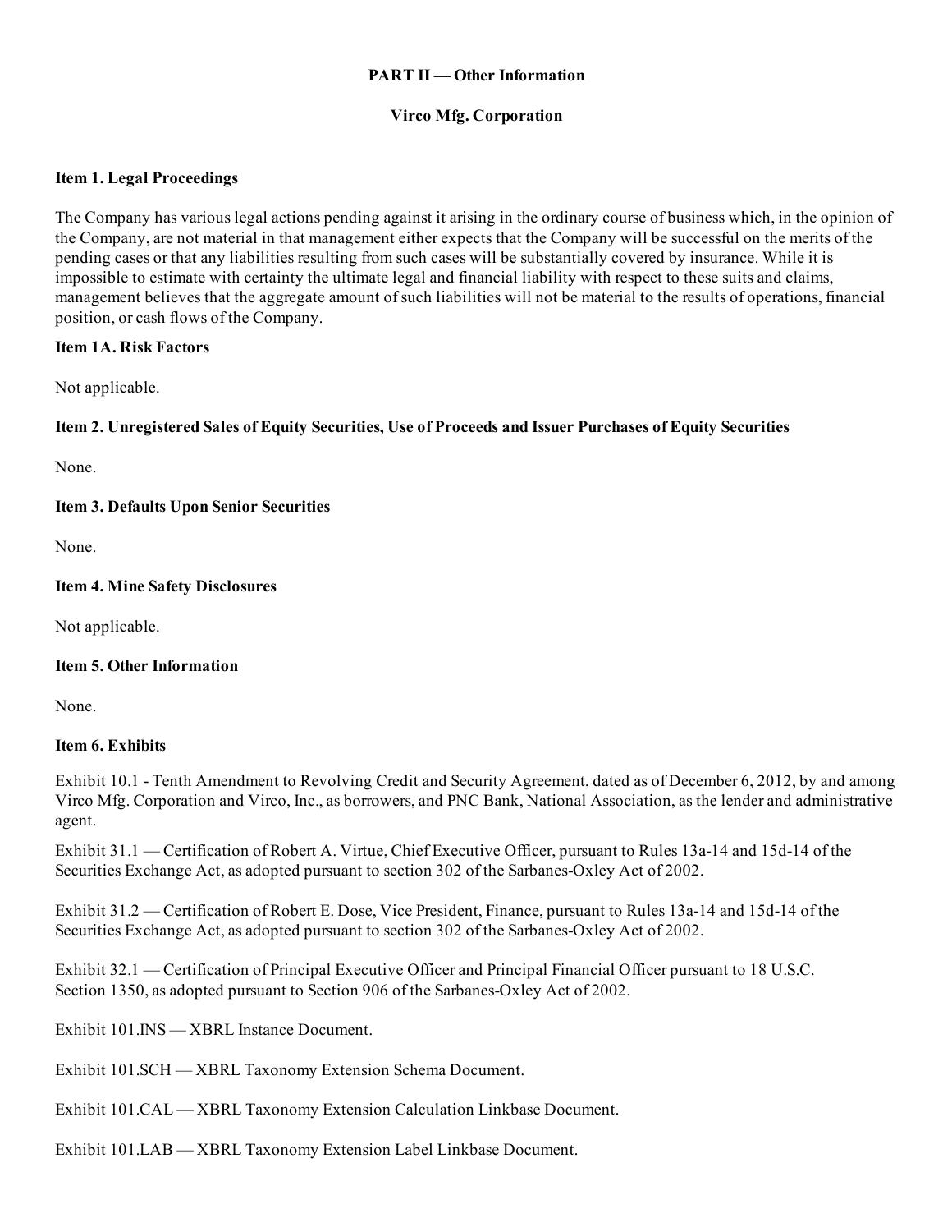**PART II — Other Information**

**Virco Mfg. Corporation**

**Item 1. Legal Proceedings**

The Company has various legal actions pending against it arising in the ordinary course of business which, in the opinion of the Company, are not material in that management either expects that the Company will be successful on the merits of the pending cases or that any liabilities resulting from such cases will be substantially covered by insurance. While it is impossible to estimate with certainty the ultimate legal and financial liability with respect to these suits and claims, management believes that the aggregate amount of such liabilities will not be material to the results of operations, financial position, or cash flows of the Company.

**Item 1A. Risk Factors**

Not applicable.

**Item 2. Unregistered Sales of Equity Securities, Use of Proceeds and Issuer Purchases of Equity Securities**

None.

**Item 3. Defaults Upon Senior Securities**

None.

**Item 4. Mine Safety Disclosures**

Not applicable.

**Item 5. Other Information**

None.

**Item 6. Exhibits**

Exhibit 10.1 - Tenth Amendment to Revolving Credit and Security Agreement, dated as of December 6, 2012, by and among Virco Mfg. Corporation and Virco, Inc., as borrowers, and PNC Bank, National Association, as the lender and administrative agent.

Exhibit 31.1 — Certification of Robert A. Virtue, Chief Executive Officer, pursuant to Rules 13a-14 and 15d-14 of the Securities Exchange Act, as adopted pursuant to section 302 of the Sarbanes-Oxley Act of 2002.

Exhibit 31.2 — Certification of Robert E. Dose, Vice President, Finance, pursuant to Rules 13a-14 and 15d-14 of the Securities Exchange Act, as adopted pursuant to section 302 of the Sarbanes-Oxley Act of 2002.

Exhibit 32.1 — Certification of Principal Executive Officer and Principal Financial Officer pursuant to 18 U.S.C. Section 1350, as adopted pursuant to Section 906 of the Sarbanes-Oxley Act of 2002.

Exhibit 101.INS — XBRL Instance Document.

Exhibit 101.SCH — XBRL Taxonomy Extension Schema Document.

Exhibit 101.CAL — XBRL Taxonomy Extension Calculation Linkbase Document.

Exhibit 101.LAB — XBRL Taxonomy Extension Label Linkbase Document.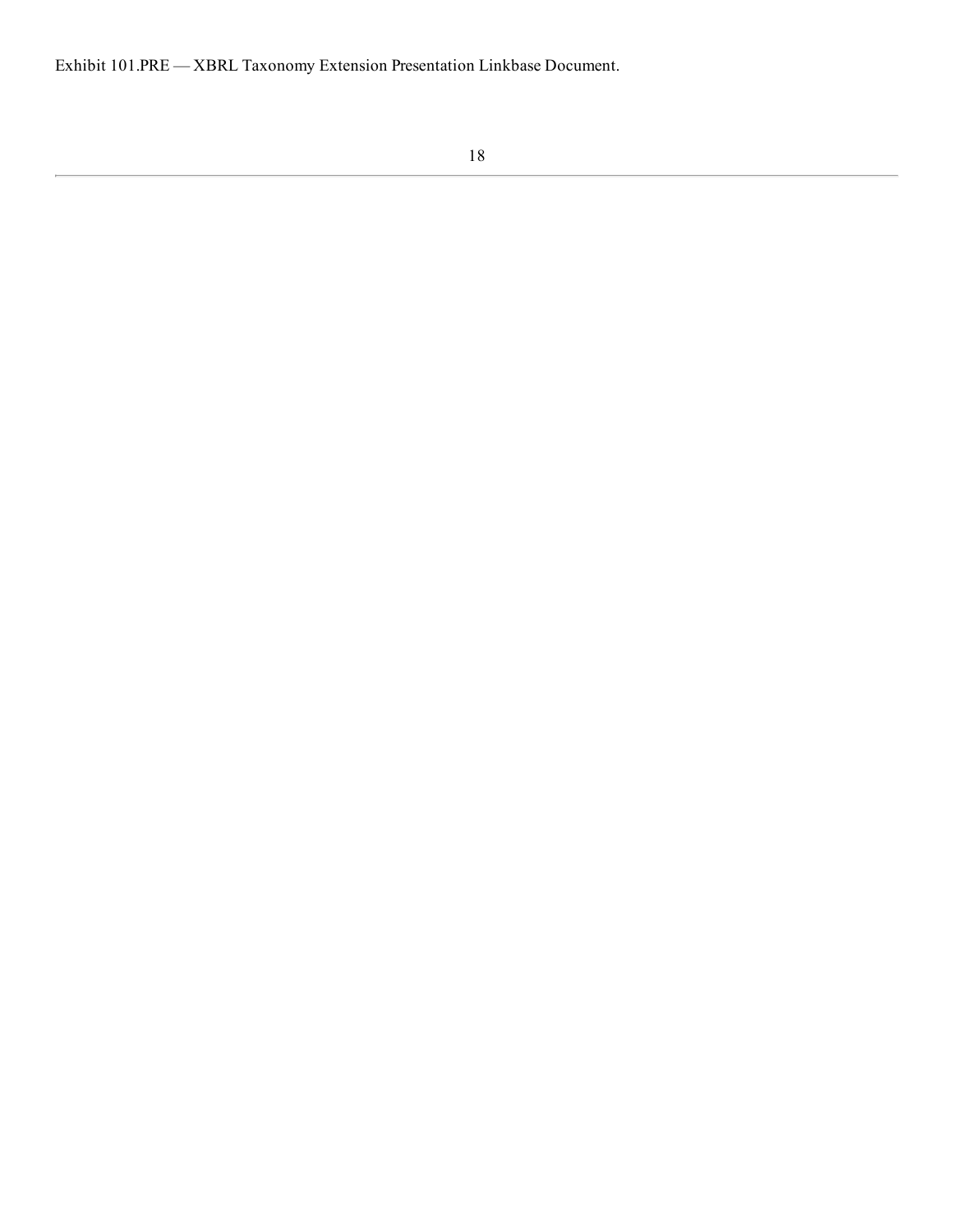Exhibit 101.PRE — XBRL Taxonomy Extension Presentation Linkbase Document.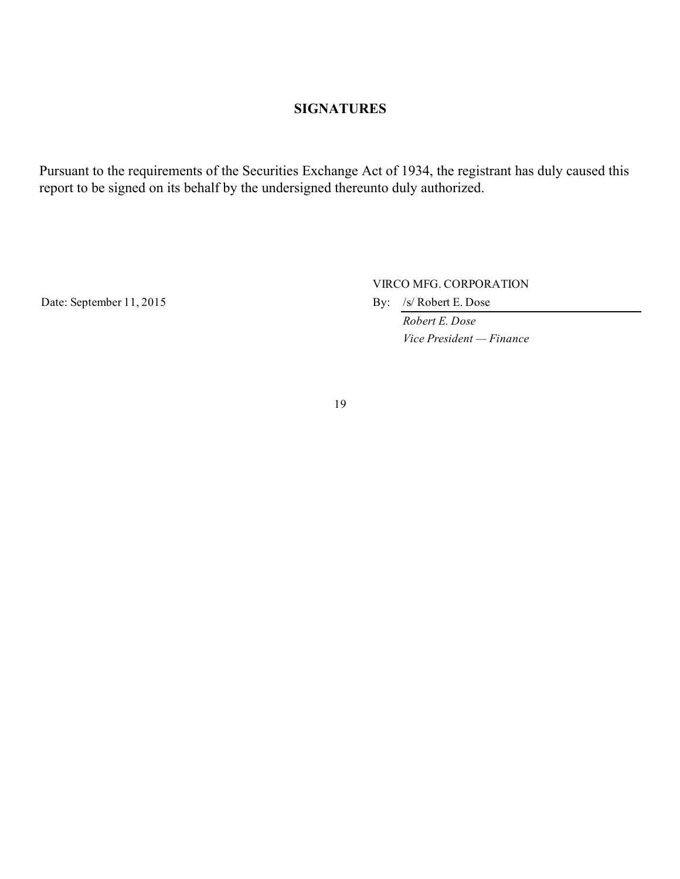## SIGNATURES

Pursuant to the requirements of the Securities Exchange Act of 1934, the registrant has duly caused this report to be signed on its behalf by the undersigned thereunto duly authorized.

VIRCO MFG. CORPORATION

Date: September 11, 2015

By: /s/ Robert E. Dose

*Robert E. Dose*

*Vice President — Finance*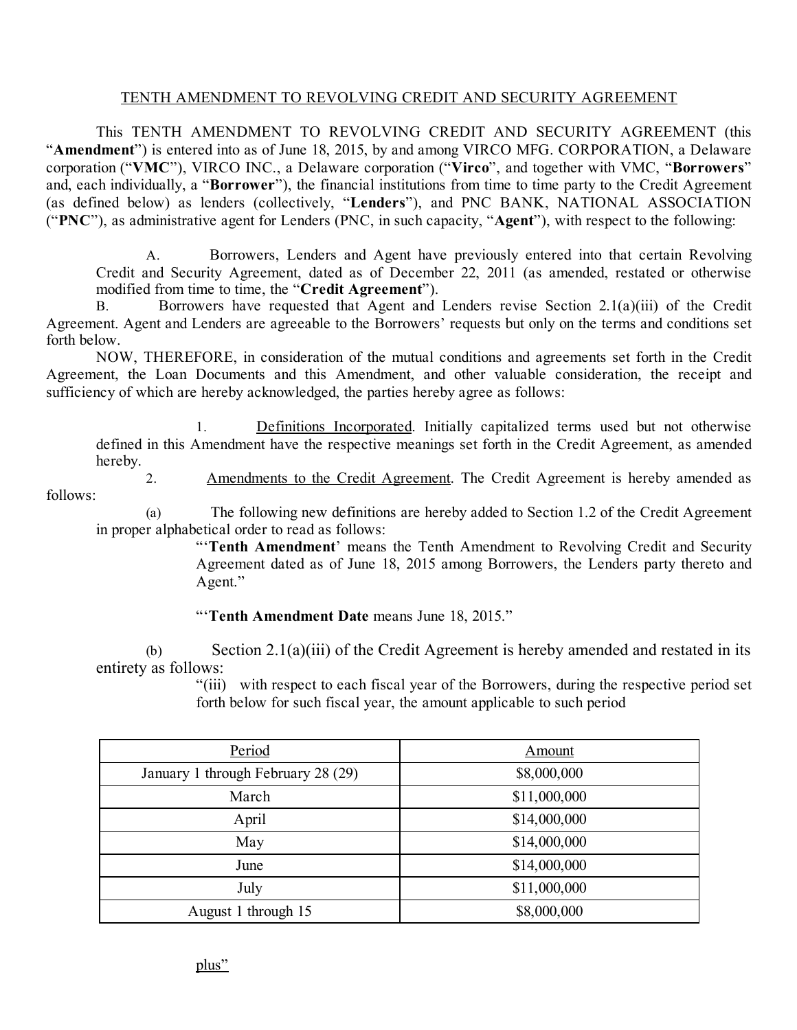TENTH AMENDMENT TO REVOLVING CREDIT AND SECURITY AGREEMENT

This TENTH AMENDMENT TO REVOLVING CREDIT AND SECURITY AGREEMENT (this "**Amendment**") is entered into as of June 18, 2015, by and among VIRCO MFG. CORPORATION, a Delaware corporation ("**VMC**"), VIRCO INC., a Delaware corporation ("**Virco**", and together with VMC, "**Borrowers**" and, each individually, a "**Borrower**"), the financial institutions from time to time party to the Credit Agreement (as defined below) as lenders (collectively, "**Lenders**"), and PNC BANK, NATIONAL ASSOCIATION ("**PNC**"), as administrative agent for Lenders (PNC, in such capacity, "**Agent**"), with respect to the following:

A. Borrowers, Lenders and Agent have previously entered into that certain Revolving Credit and Security Agreement, dated as of December 22, 2011 (as amended, restated or otherwise modified from time to time, the "**Credit Agreement**").

B. Borrowers have requested that Agent and Lenders revise Section 2.1(a)(iii) of the Credit Agreement. Agent and Lenders are agreeable to the Borrowers' requests but only on the terms and conditions set forth below.

NOW, THEREFORE, in consideration of the mutual conditions and agreements set forth in the Credit Agreement, the Loan Documents and this Amendment, and other valuable consideration, the receipt and sufficiency of which are hereby acknowledged, the parties hereby agree as follows:

1. Definitions Incorporated. Initially capitalized terms used but not otherwise defined in this Amendment have the respective meanings set forth in the Credit Agreement, as amended hereby.

2. Amendments to the Credit Agreement. The Credit Agreement is hereby amended as follows:

(a) The following new definitions are hereby added to Section 1.2 of the Credit Agreement in proper alphabetical order to read as follows:

"'**Tenth Amendment**' means the Tenth Amendment to Revolving Credit and Security Agreement dated as of June 18, 2015 among Borrowers, the Lenders party thereto and Agent."

"'**Tenth Amendment Date** means June 18, 2015."

(b) Section 2.1(a)(iii) of the Credit Agreement is hereby amended and restated in its entirety as follows:

"(iii) with respect to each fiscal year of the Borrowers, during the respective period set forth below for such fiscal year, the amount applicable to such period

| Period | Amount |
|---|---|
| January 1 through February 28 (29) | $8,000,000 |
| March | $11,000,000 |
| April | $14,000,000 |
| May | $14,000,000 |
| June | $14,000,000 |
| July | $11,000,000 |
| August 1 through 15 | $8,000,000 |

plus"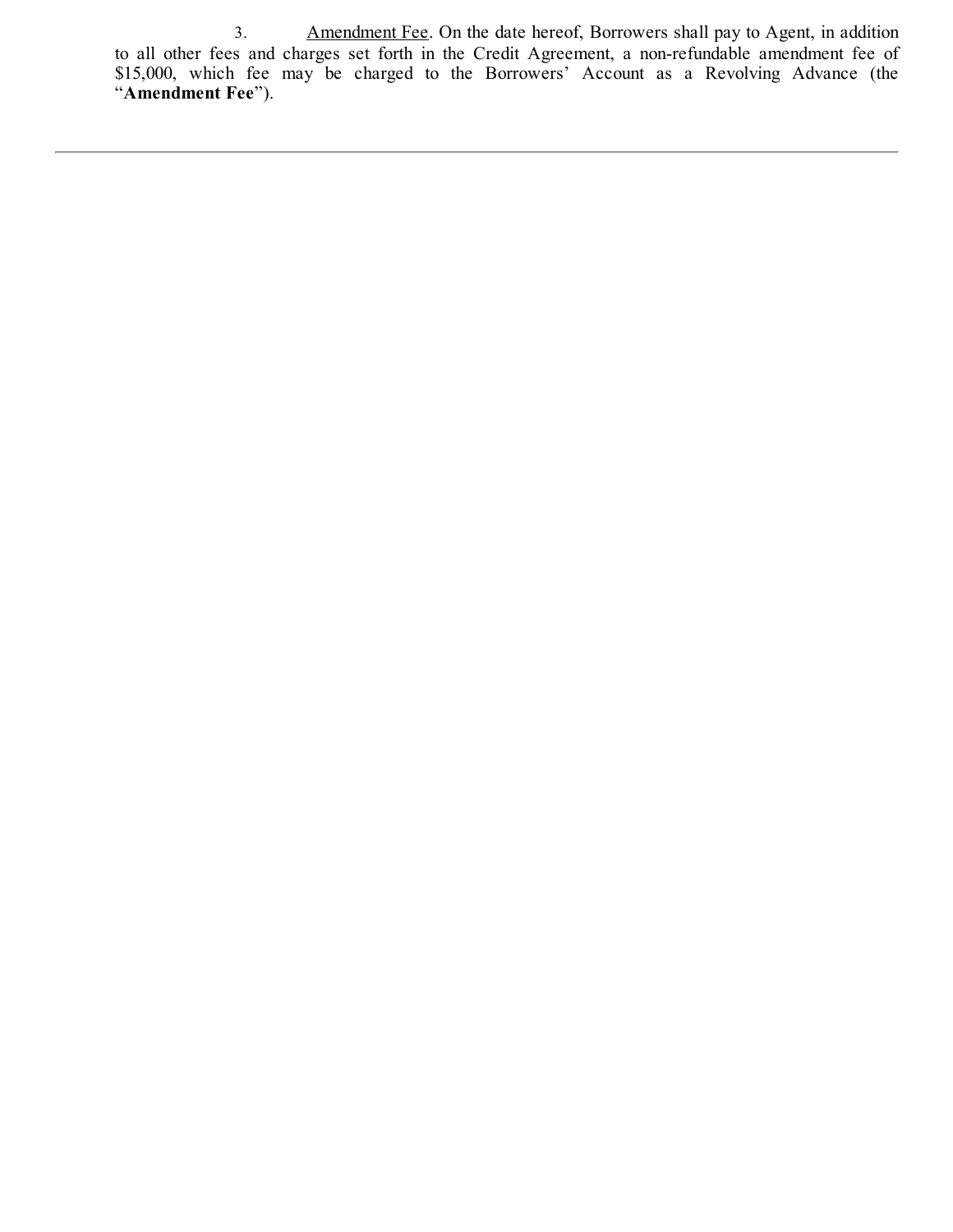3. Amendment Fee. On the date hereof, Borrowers shall pay to Agent, in addition to all other fees and charges set forth in the Credit Agreement, a non-refundable amendment fee of $15,000, which fee may be charged to the Borrowers' Account as a Revolving Advance (the "**Amendment Fee**").

---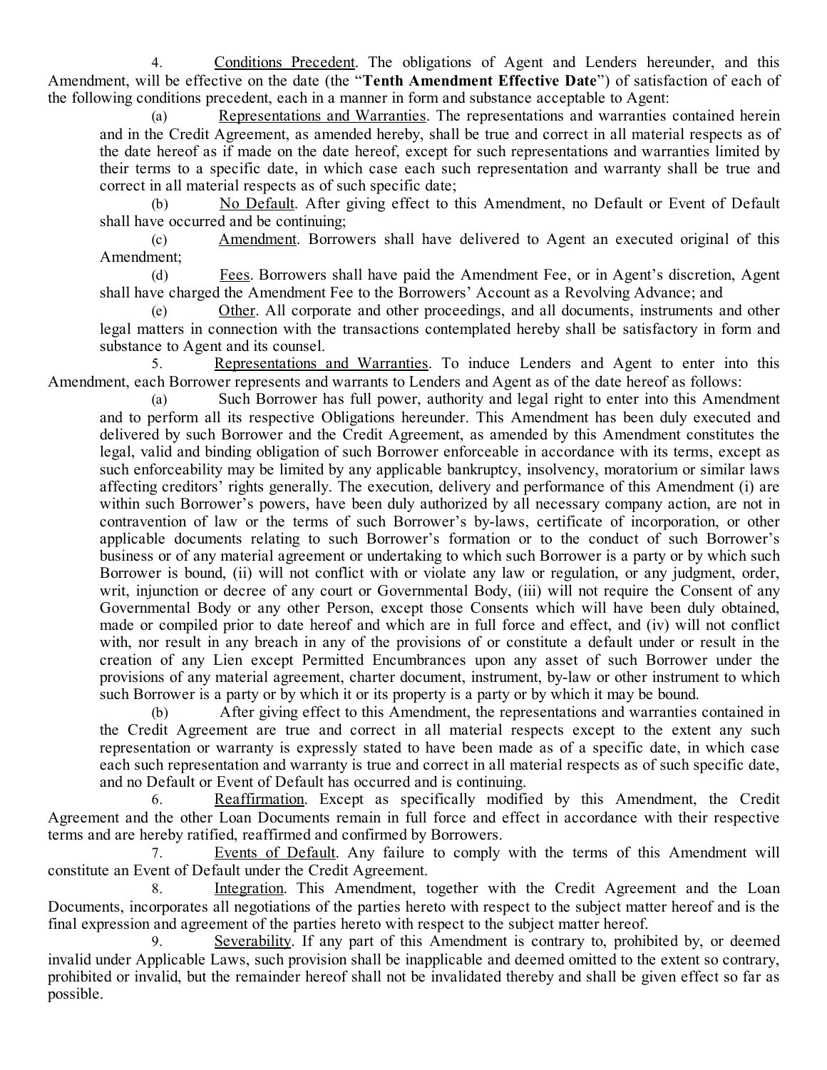4. Conditions Precedent. The obligations of Agent and Lenders hereunder, and this Amendment, will be effective on the date (the "**Tenth Amendment Effective Date**") of satisfaction of each of the following conditions precedent, each in a manner in form and substance acceptable to Agent:

(a) Representations and Warranties. The representations and warranties contained herein and in the Credit Agreement, as amended hereby, shall be true and correct in all material respects as of the date hereof as if made on the date hereof, except for such representations and warranties limited by their terms to a specific date, in which case each such representation and warranty shall be true and correct in all material respects as of such specific date;

(b) No Default. After giving effect to this Amendment, no Default or Event of Default shall have occurred and be continuing;

(c) Amendment. Borrowers shall have delivered to Agent an executed original of this Amendment;

(d) Fees. Borrowers shall have paid the Amendment Fee, or in Agent's discretion, Agent shall have charged the Amendment Fee to the Borrowers' Account as a Revolving Advance; and

(e) Other. All corporate and other proceedings, and all documents, instruments and other legal matters in connection with the transactions contemplated hereby shall be satisfactory in form and substance to Agent and its counsel.

5. Representations and Warranties. To induce Lenders and Agent to enter into this Amendment, each Borrower represents and warrants to Lenders and Agent as of the date hereof as follows:

(a) Such Borrower has full power, authority and legal right to enter into this Amendment and to perform all its respective Obligations hereunder. This Amendment has been duly executed and delivered by such Borrower and the Credit Agreement, as amended by this Amendment constitutes the legal, valid and binding obligation of such Borrower enforceable in accordance with its terms, except as such enforceability may be limited by any applicable bankruptcy, insolvency, moratorium or similar laws affecting creditors' rights generally. The execution, delivery and performance of this Amendment (i) are within such Borrower's powers, have been duly authorized by all necessary company action, are not in contravention of law or the terms of such Borrower's by-laws, certificate of incorporation, or other applicable documents relating to such Borrower's formation or to the conduct of such Borrower's business or of any material agreement or undertaking to which such Borrower is a party or by which such Borrower is bound, (ii) will not conflict with or violate any law or regulation, or any judgment, order, writ, injunction or decree of any court or Governmental Body, (iii) will not require the Consent of any Governmental Body or any other Person, except those Consents which will have been duly obtained, made or compiled prior to date hereof and which are in full force and effect, and (iv) will not conflict with, nor result in any breach in any of the provisions of or constitute a default under or result in the creation of any Lien except Permitted Encumbrances upon any asset of such Borrower under the provisions of any material agreement, charter document, instrument, by-law or other instrument to which such Borrower is a party or by which it or its property is a party or by which it may be bound.

(b) After giving effect to this Amendment, the representations and warranties contained in the Credit Agreement are true and correct in all material respects except to the extent any such representation or warranty is expressly stated to have been made as of a specific date, in which case each such representation and warranty is true and correct in all material respects as of such specific date, and no Default or Event of Default has occurred and is continuing.

6. Reaffirmation. Except as specifically modified by this Amendment, the Credit Agreement and the other Loan Documents remain in full force and effect in accordance with their respective terms and are hereby ratified, reaffirmed and confirmed by Borrowers.

7. Events of Default. Any failure to comply with the terms of this Amendment will constitute an Event of Default under the Credit Agreement.

8. Integration. This Amendment, together with the Credit Agreement and the Loan Documents, incorporates all negotiations of the parties hereto with respect to the subject matter hereof and is the final expression and agreement of the parties hereto with respect to the subject matter hereof.

9. Severability. If any part of this Amendment is contrary to, prohibited by, or deemed invalid under Applicable Laws, such provision shall be inapplicable and deemed omitted to the extent so contrary, prohibited or invalid, but the remainder hereof shall not be invalidated thereby and shall be given effect so far as possible.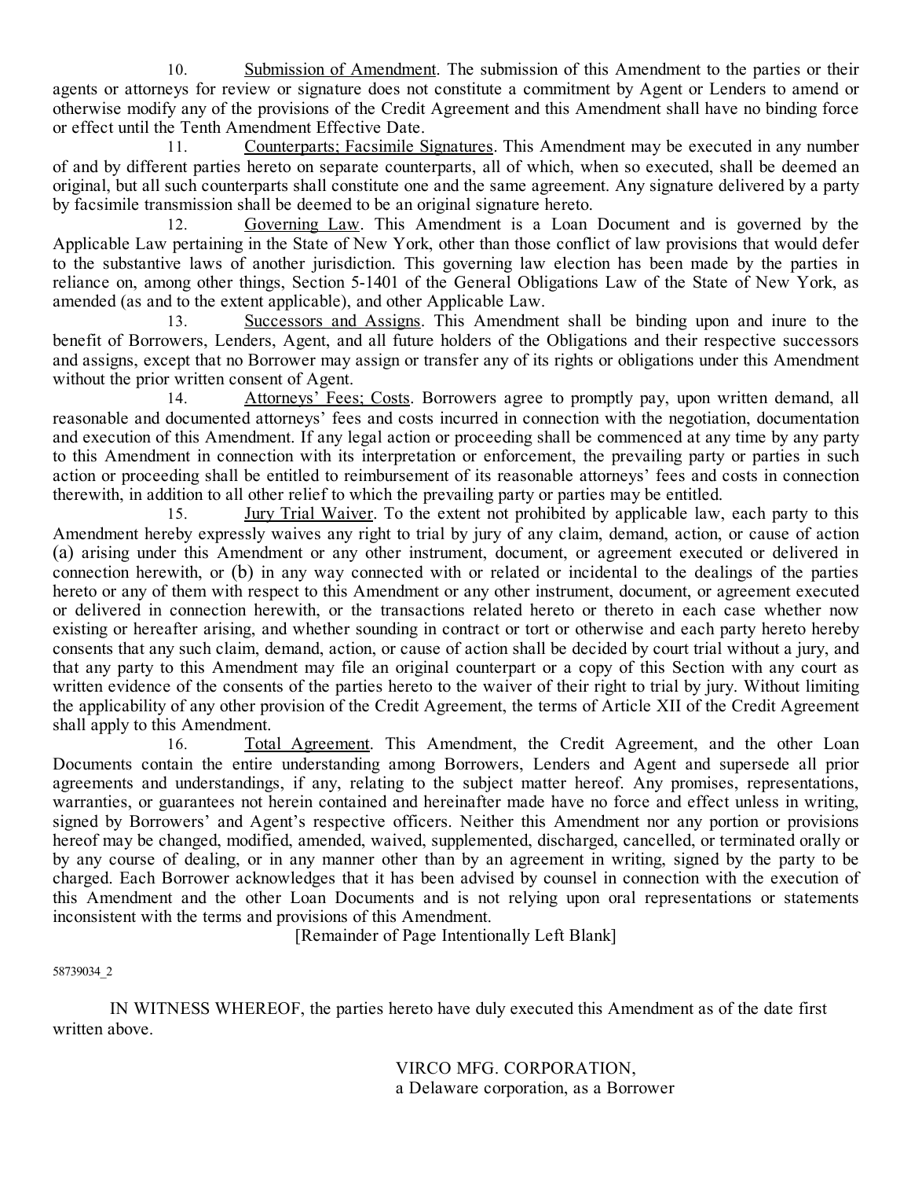10. <u>Submission of Amendment</u>. The submission of this Amendment to the parties or their agents or attorneys for review or signature does not constitute a commitment by Agent or Lenders to amend or otherwise modify any of the provisions of the Credit Agreement and this Amendment shall have no binding force or effect until the Tenth Amendment Effective Date.

11. <u>Counterparts; Facsimile Signatures</u>. This Amendment may be executed in any number of and by different parties hereto on separate counterparts, all of which, when so executed, shall be deemed an original, but all such counterparts shall constitute one and the same agreement. Any signature delivered by a party by facsimile transmission shall be deemed to be an original signature hereto.

12. <u>Governing Law</u>. This Amendment is a Loan Document and is governed by the Applicable Law pertaining in the State of New York, other than those conflict of law provisions that would defer to the substantive laws of another jurisdiction. This governing law election has been made by the parties in reliance on, among other things, Section 5-1401 of the General Obligations Law of the State of New York, as amended (as and to the extent applicable), and other Applicable Law.

13. <u>Successors and Assigns</u>. This Amendment shall be binding upon and inure to the benefit of Borrowers, Lenders, Agent, and all future holders of the Obligations and their respective successors and assigns, except that no Borrower may assign or transfer any of its rights or obligations under this Amendment without the prior written consent of Agent.

14. <u>Attorneys' Fees; Costs</u>. Borrowers agree to promptly pay, upon written demand, all reasonable and documented attorneys' fees and costs incurred in connection with the negotiation, documentation and execution of this Amendment. If any legal action or proceeding shall be commenced at any time by any party to this Amendment in connection with its interpretation or enforcement, the prevailing party or parties in such action or proceeding shall be entitled to reimbursement of its reasonable attorneys' fees and costs in connection therewith, in addition to all other relief to which the prevailing party or parties may be entitled.

15. <u>Jury Trial Waiver</u>. To the extent not prohibited by applicable law, each party to this Amendment hereby expressly waives any right to trial by jury of any claim, demand, action, or cause of action (a) arising under this Amendment or any other instrument, document, or agreement executed or delivered in connection herewith, or (b) in any way connected with or related or incidental to the dealings of the parties hereto or any of them with respect to this Amendment or any other instrument, document, or agreement executed or delivered in connection herewith, or the transactions related hereto or thereto in each case whether now existing or hereafter arising, and whether sounding in contract or tort or otherwise and each party hereto hereby consents that any such claim, demand, action, or cause of action shall be decided by court trial without a jury, and that any party to this Amendment may file an original counterpart or a copy of this Section with any court as written evidence of the consents of the parties hereto to the waiver of their right to trial by jury. Without limiting the applicability of any other provision of the Credit Agreement, the terms of Article XII of the Credit Agreement shall apply to this Amendment.

16. <u>Total Agreement</u>. This Amendment, the Credit Agreement, and the other Loan Documents contain the entire understanding among Borrowers, Lenders and Agent and supersede all prior agreements and understandings, if any, relating to the subject matter hereof. Any promises, representations, warranties, or guarantees not herein contained and hereinafter made have no force and effect unless in writing, signed by Borrowers' and Agent's respective officers. Neither this Amendment nor any portion or provisions hereof may be changed, modified, amended, waived, supplemented, discharged, cancelled, or terminated orally or by any course of dealing, or in any manner other than by an agreement in writing, signed by the party to be charged. Each Borrower acknowledges that it has been advised by counsel in connection with the execution of this Amendment and the other Loan Documents and is not relying upon oral representations or statements inconsistent with the terms and provisions of this Amendment.

[Remainder of Page Intentionally Left Blank]

58739034_2

IN WITNESS WHEREOF, the parties hereto have duly executed this Amendment as of the date first written above.

VIRCO MFG. CORPORATION,
a Delaware corporation, as a Borrower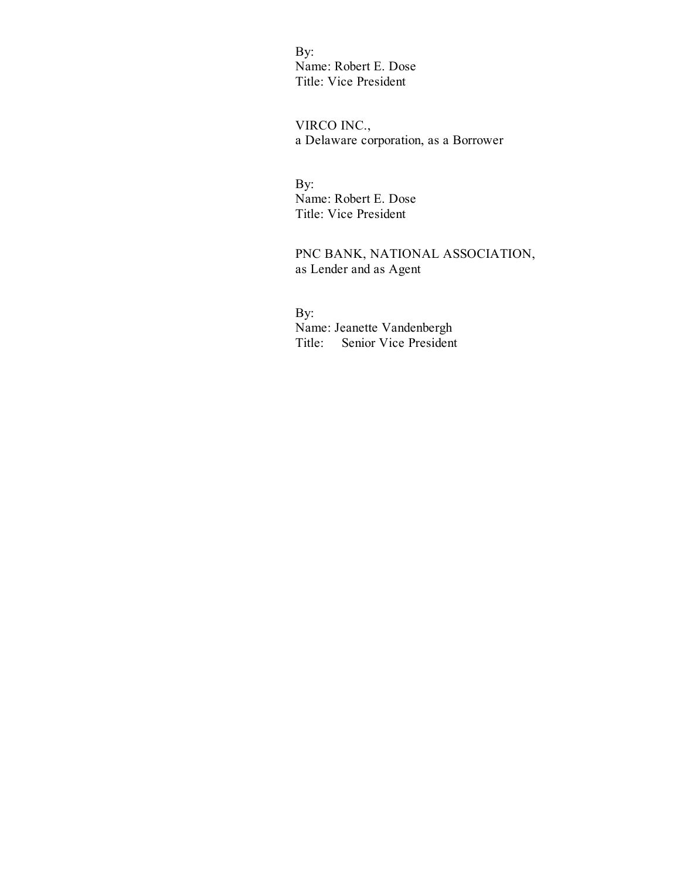By:
Name: Robert E. Dose
Title: Vice President

VIRCO INC.,
a Delaware corporation, as a Borrower

By:
Name: Robert E. Dose
Title: Vice President

PNC BANK, NATIONAL ASSOCIATION,
as Lender and as Agent

By:
Name: Jeanette Vandenbergh
Title: Senior Vice President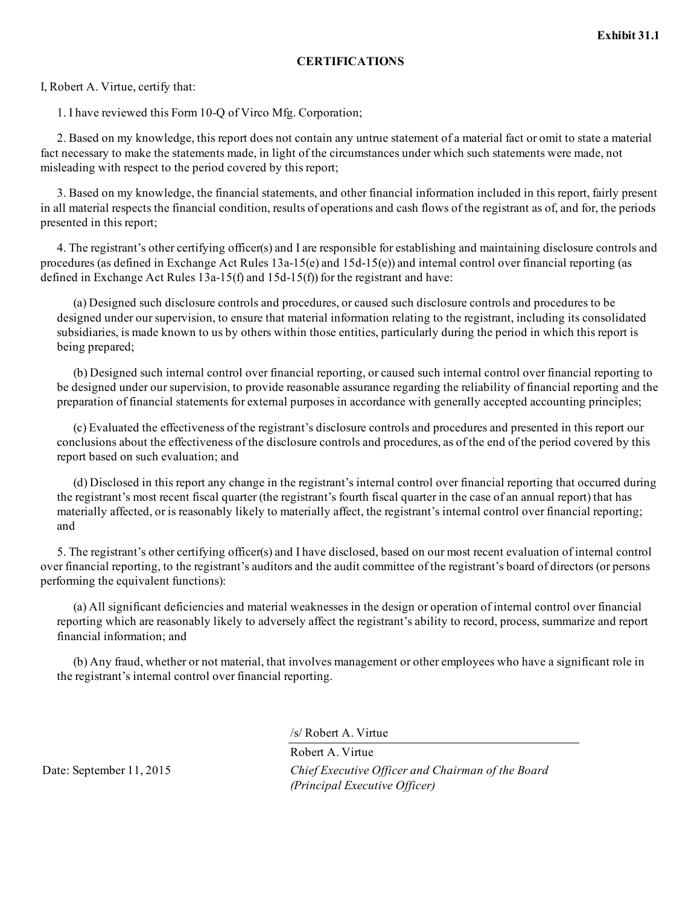**Exhibit 31.1**

**CERTIFICATIONS**

I, Robert A. Virtue, certify that:

1. I have reviewed this Form 10-Q of Virco Mfg. Corporation;

2. Based on my knowledge, this report does not contain any untrue statement of a material fact or omit to state a material fact necessary to make the statements made, in light of the circumstances under which such statements were made, not misleading with respect to the period covered by this report;

3. Based on my knowledge, the financial statements, and other financial information included in this report, fairly present in all material respects the financial condition, results of operations and cash flows of the registrant as of, and for, the periods presented in this report;

4. The registrant's other certifying officer(s) and I are responsible for establishing and maintaining disclosure controls and procedures (as defined in Exchange Act Rules 13a-15(e) and 15d-15(e)) and internal control over financial reporting (as defined in Exchange Act Rules 13a-15(f) and 15d-15(f)) for the registrant and have:

(a) Designed such disclosure controls and procedures, or caused such disclosure controls and procedures to be designed under our supervision, to ensure that material information relating to the registrant, including its consolidated subsidiaries, is made known to us by others within those entities, particularly during the period in which this report is being prepared;

(b) Designed such internal control over financial reporting, or caused such internal control over financial reporting to be designed under our supervision, to provide reasonable assurance regarding the reliability of financial reporting and the preparation of financial statements for external purposes in accordance with generally accepted accounting principles;

(c) Evaluated the effectiveness of the registrant's disclosure controls and procedures and presented in this report our conclusions about the effectiveness of the disclosure controls and procedures, as of the end of the period covered by this report based on such evaluation; and

(d) Disclosed in this report any change in the registrant's internal control over financial reporting that occurred during the registrant's most recent fiscal quarter (the registrant's fourth fiscal quarter in the case of an annual report) that has materially affected, or is reasonably likely to materially affect, the registrant's internal control over financial reporting; and

5. The registrant's other certifying officer(s) and I have disclosed, based on our most recent evaluation of internal control over financial reporting, to the registrant's auditors and the audit committee of the registrant's board of directors (or persons performing the equivalent functions):

(a) All significant deficiencies and material weaknesses in the design or operation of internal control over financial reporting which are reasonably likely to adversely affect the registrant's ability to record, process, summarize and report financial information; and

(b) Any fraud, whether or not material, that involves management or other employees who have a significant role in the registrant's internal control over financial reporting.

/s/ Robert A. Virtue

Robert A. Virtue

*Chief Executive Officer and Chairman of the Board*
*(Principal Executive Officer)*

Date: September 11, 2015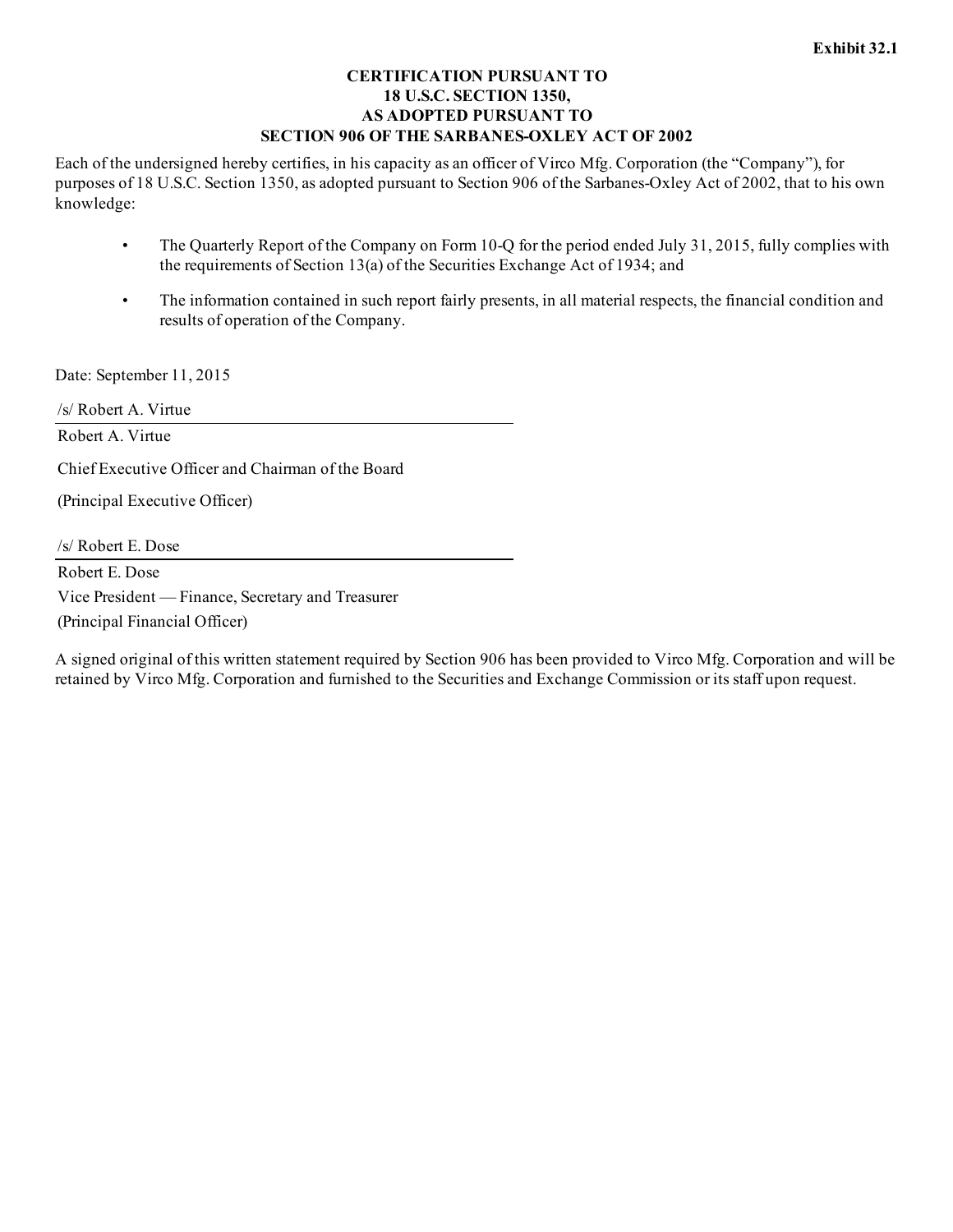**Exhibit 32.1**

**CERTIFICATION PURSUANT TO
18 U.S.C. SECTION 1350,
AS ADOPTED PURSUANT TO
SECTION 906 OF THE SARBANES-OXLEY ACT OF 2002**

Each of the undersigned hereby certifies, in his capacity as an officer of Virco Mfg. Corporation (the "Company"), for purposes of 18 U.S.C. Section 1350, as adopted pursuant to Section 906 of the Sarbanes-Oxley Act of 2002, that to his own knowledge:

- The Quarterly Report of the Company on Form 10-Q for the period ended July 31, 2015, fully complies with the requirements of Section 13(a) of the Securities Exchange Act of 1934; and
- The information contained in such report fairly presents, in all material respects, the financial condition and results of operation of the Company.

Date: September 11, 2015

/s/ Robert A. Virtue

Robert A. Virtue

Chief Executive Officer and Chairman of the Board

(Principal Executive Officer)

/s/ Robert E. Dose

Robert E. Dose

Vice President — Finance, Secretary and Treasurer

(Principal Financial Officer)

A signed original of this written statement required by Section 906 has been provided to Virco Mfg. Corporation and will be retained by Virco Mfg. Corporation and furnished to the Securities and Exchange Commission or its staff upon request.